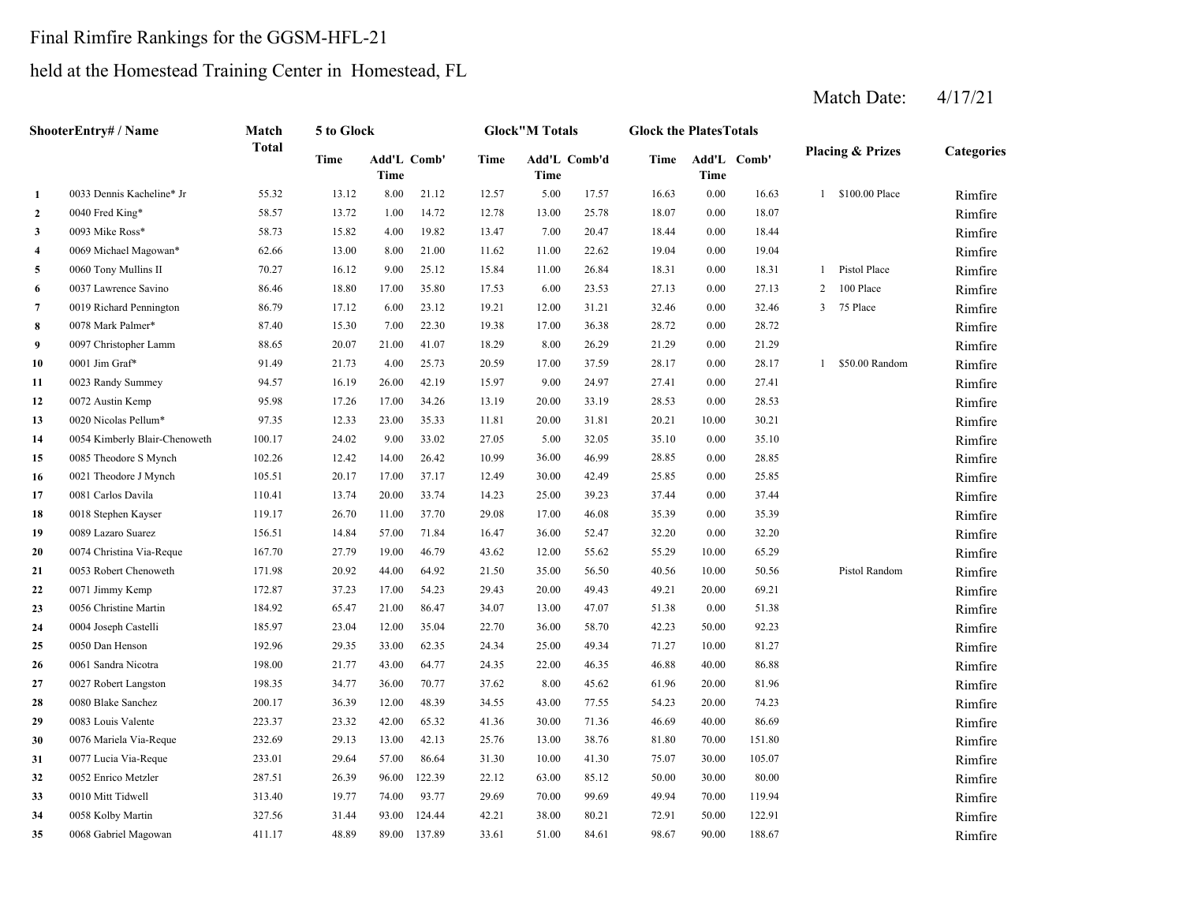Final Rimfire Rankings for the GGSM-HFL-21

held at the Homestead Training Center in Homestead, FL

Match Date: 4/17/21

| | ShooterEntry# / Name | Match Total | 5 to Glock | | | Glock"M Totals | | | Glock the PlatesTotals | | | Placing & Prizes | Categories |
|---|---|---|---|---|---|---|---|---|---|---|---|---|---|
| | | | Time | Add'L Time | Comb' | Time | Add'L Time | Comb'd | Time | Add'L Time | Comb' | | |
| 1 | 0033 Dennis Kacheline* Jr | 55.32 | 13.12 | 8.00 | 21.12 | 12.57 | 5.00 | 17.57 | 16.63 | 0.00 | 16.63 | 1 $100.00 Place | Rimfire |
| 2 | 0040 Fred King* | 58.57 | 13.72 | 1.00 | 14.72 | 12.78 | 13.00 | 25.78 | 18.07 | 0.00 | 18.07 | | Rimfire |
| 3 | 0093 Mike Ross* | 58.73 | 15.82 | 4.00 | 19.82 | 13.47 | 7.00 | 20.47 | 18.44 | 0.00 | 18.44 | | Rimfire |
| 4 | 0069 Michael Magowan* | 62.66 | 13.00 | 8.00 | 21.00 | 11.62 | 11.00 | 22.62 | 19.04 | 0.00 | 19.04 | | Rimfire |
| 5 | 0060 Tony Mullins II | 70.27 | 16.12 | 9.00 | 25.12 | 15.84 | 11.00 | 26.84 | 18.31 | 0.00 | 18.31 | 1 Pistol Place | Rimfire |
| 6 | 0037 Lawrence Savino | 86.46 | 18.80 | 17.00 | 35.80 | 17.53 | 6.00 | 23.53 | 27.13 | 0.00 | 27.13 | 2 100 Place | Rimfire |
| 7 | 0019 Richard Pennington | 86.79 | 17.12 | 6.00 | 23.12 | 19.21 | 12.00 | 31.21 | 32.46 | 0.00 | 32.46 | 3 75 Place | Rimfire |
| 8 | 0078 Mark Palmer* | 87.40 | 15.30 | 7.00 | 22.30 | 19.38 | 17.00 | 36.38 | 28.72 | 0.00 | 28.72 | | Rimfire |
| 9 | 0097 Christopher Lamm | 88.65 | 20.07 | 21.00 | 41.07 | 18.29 | 8.00 | 26.29 | 21.29 | 0.00 | 21.29 | | Rimfire |
| 10 | 0001 Jim Graf* | 91.49 | 21.73 | 4.00 | 25.73 | 20.59 | 17.00 | 37.59 | 28.17 | 0.00 | 28.17 | 1 $50.00 Random | Rimfire |
| 11 | 0023 Randy Summey | 94.57 | 16.19 | 26.00 | 42.19 | 15.97 | 9.00 | 24.97 | 27.41 | 0.00 | 27.41 | | Rimfire |
| 12 | 0072 Austin Kemp | 95.98 | 17.26 | 17.00 | 34.26 | 13.19 | 20.00 | 33.19 | 28.53 | 0.00 | 28.53 | | Rimfire |
| 13 | 0020 Nicolas Pellum* | 97.35 | 12.33 | 23.00 | 35.33 | 11.81 | 20.00 | 31.81 | 20.21 | 10.00 | 30.21 | | Rimfire |
| 14 | 0054 Kimberly Blair-Chenoweth | 100.17 | 24.02 | 9.00 | 33.02 | 27.05 | 5.00 | 32.05 | 35.10 | 0.00 | 35.10 | | Rimfire |
| 15 | 0085 Theodore S Mynch | 102.26 | 12.42 | 14.00 | 26.42 | 10.99 | 36.00 | 46.99 | 28.85 | 0.00 | 28.85 | | Rimfire |
| 16 | 0021 Theodore J Mynch | 105.51 | 20.17 | 17.00 | 37.17 | 12.49 | 30.00 | 42.49 | 25.85 | 0.00 | 25.85 | | Rimfire |
| 17 | 0081 Carlos Davila | 110.41 | 13.74 | 20.00 | 33.74 | 14.23 | 25.00 | 39.23 | 37.44 | 0.00 | 37.44 | | Rimfire |
| 18 | 0018 Stephen Kayser | 119.17 | 26.70 | 11.00 | 37.70 | 29.08 | 17.00 | 46.08 | 35.39 | 0.00 | 35.39 | | Rimfire |
| 19 | 0089 Lazaro Suarez | 156.51 | 14.84 | 57.00 | 71.84 | 16.47 | 36.00 | 52.47 | 32.20 | 0.00 | 32.20 | | Rimfire |
| 20 | 0074 Christina Via-Reque | 167.70 | 27.79 | 19.00 | 46.79 | 43.62 | 12.00 | 55.62 | 55.29 | 10.00 | 65.29 | | Rimfire |
| 21 | 0053 Robert Chenoweth | 171.98 | 20.92 | 44.00 | 64.92 | 21.50 | 35.00 | 56.50 | 40.56 | 10.00 | 50.56 | Pistol Random | Rimfire |
| 22 | 0071 Jimmy Kemp | 172.87 | 37.23 | 17.00 | 54.23 | 29.43 | 20.00 | 49.43 | 49.21 | 20.00 | 69.21 | | Rimfire |
| 23 | 0056 Christine Martin | 184.92 | 65.47 | 21.00 | 86.47 | 34.07 | 13.00 | 47.07 | 51.38 | 0.00 | 51.38 | | Rimfire |
| 24 | 0004 Joseph Castelli | 185.97 | 23.04 | 12.00 | 35.04 | 22.70 | 36.00 | 58.70 | 42.23 | 50.00 | 92.23 | | Rimfire |
| 25 | 0050 Dan Henson | 192.96 | 29.35 | 33.00 | 62.35 | 24.34 | 25.00 | 49.34 | 71.27 | 10.00 | 81.27 | | Rimfire |
| 26 | 0061 Sandra Nicotra | 198.00 | 21.77 | 43.00 | 64.77 | 24.35 | 22.00 | 46.35 | 46.88 | 40.00 | 86.88 | | Rimfire |
| 27 | 0027 Robert Langston | 198.35 | 34.77 | 36.00 | 70.77 | 37.62 | 8.00 | 45.62 | 61.96 | 20.00 | 81.96 | | Rimfire |
| 28 | 0080 Blake Sanchez | 200.17 | 36.39 | 12.00 | 48.39 | 34.55 | 43.00 | 77.55 | 54.23 | 20.00 | 74.23 | | Rimfire |
| 29 | 0083 Louis Valente | 223.37 | 23.32 | 42.00 | 65.32 | 41.36 | 30.00 | 71.36 | 46.69 | 40.00 | 86.69 | | Rimfire |
| 30 | 0076 Mariela Via-Reque | 232.69 | 29.13 | 13.00 | 42.13 | 25.76 | 13.00 | 38.76 | 81.80 | 70.00 | 151.80 | | Rimfire |
| 31 | 0077 Lucia Via-Reque | 233.01 | 29.64 | 57.00 | 86.64 | 31.30 | 10.00 | 41.30 | 75.07 | 30.00 | 105.07 | | Rimfire |
| 32 | 0052 Enrico Metzler | 287.51 | 26.39 | 96.00 | 122.39 | 22.12 | 63.00 | 85.12 | 50.00 | 30.00 | 80.00 | | Rimfire |
| 33 | 0010 Mitt Tidwell | 313.40 | 19.77 | 74.00 | 93.77 | 29.69 | 70.00 | 99.69 | 49.94 | 70.00 | 119.94 | | Rimfire |
| 34 | 0058 Kolby Martin | 327.56 | 31.44 | 93.00 | 124.44 | 42.21 | 38.00 | 80.21 | 72.91 | 50.00 | 122.91 | | Rimfire |
| 35 | 0068 Gabriel Magowan | 411.17 | 48.89 | 89.00 | 137.89 | 33.61 | 51.00 | 84.61 | 98.67 | 90.00 | 188.67 | | Rimfire |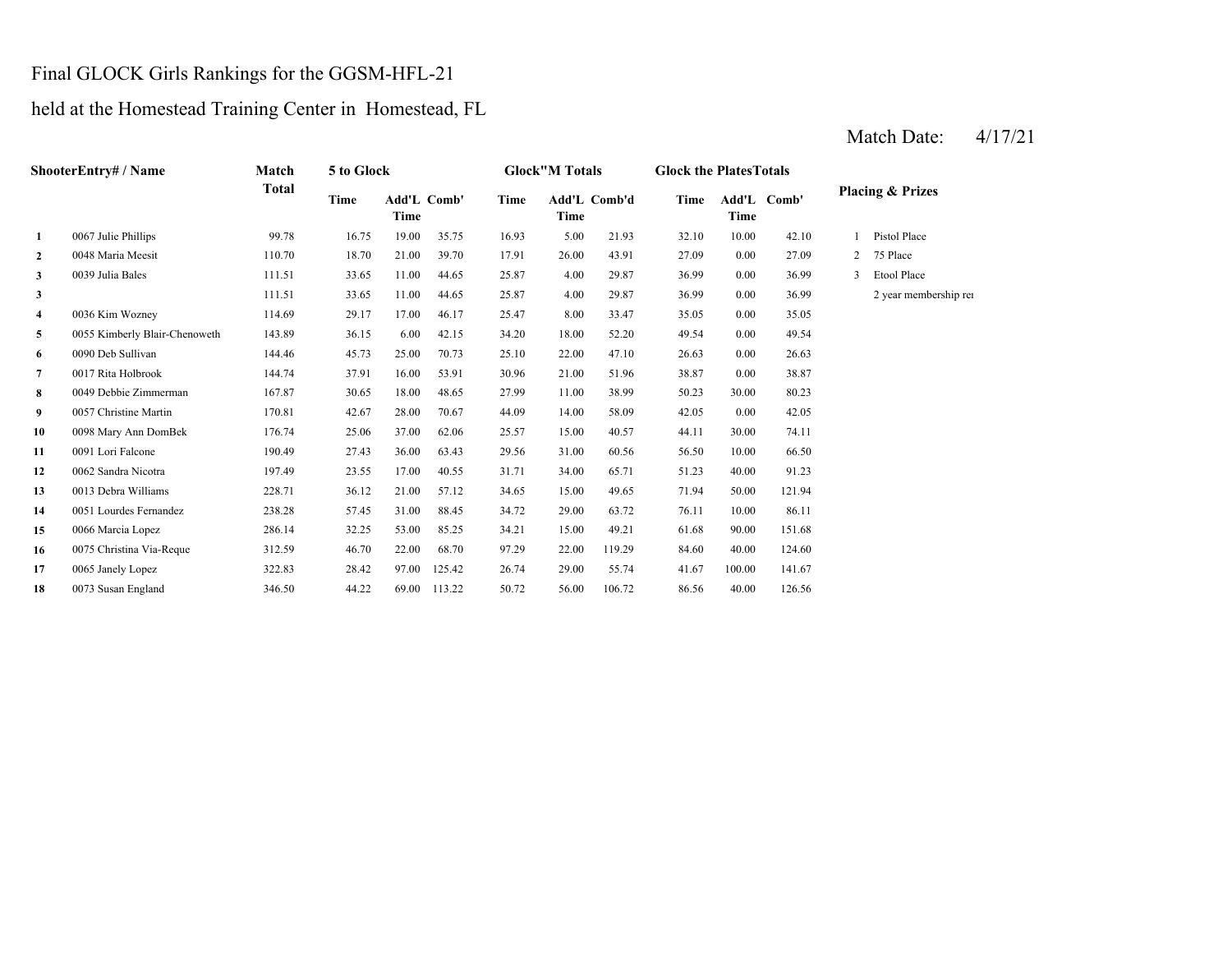# Final GLOCK Girls Rankings for the GGSM-HFL-21

## held at the Homestead Training Center in Homestead, FL

Match Date: 4/17/21

| | ShooterEntry# / Name | Match Total | 5 to Glock | | | Glock"M Totals | | | Glock the PlatesTotals | | | Placing & Prizes | |
|---|---|---|---|---|---|---|---|---|---|---|---|---|---|
| | | | Time | Add'L Time | Comb' | Time | Add'L Time | Comb'd | Time | Add'L Time | Comb' | | |
| 1 | 0067 Julie Phillips | 99.78 | 16.75 | 19.00 | 35.75 | 16.93 | 5.00 | 21.93 | 32.10 | 10.00 | 42.10 | 1 | Pistol Place |
| 2 | 0048 Maria Meesit | 110.70 | 18.70 | 21.00 | 39.70 | 17.91 | 26.00 | 43.91 | 27.09 | 0.00 | 27.09 | 2 | 75 Place |
| 3 | 0039 Julia Bales | 111.51 | 33.65 | 11.00 | 44.65 | 25.87 | 4.00 | 29.87 | 36.99 | 0.00 | 36.99 | 3 | Etool Place |
| 3 | | 111.51 | 33.65 | 11.00 | 44.65 | 25.87 | 4.00 | 29.87 | 36.99 | 0.00 | 36.99 | | 2 year membership rei |
| 4 | 0036 Kim Wozney | 114.69 | 29.17 | 17.00 | 46.17 | 25.47 | 8.00 | 33.47 | 35.05 | 0.00 | 35.05 | | |
| 5 | 0055 Kimberly Blair-Chenoweth | 143.89 | 36.15 | 6.00 | 42.15 | 34.20 | 18.00 | 52.20 | 49.54 | 0.00 | 49.54 | | |
| 6 | 0090 Deb Sullivan | 144.46 | 45.73 | 25.00 | 70.73 | 25.10 | 22.00 | 47.10 | 26.63 | 0.00 | 26.63 | | |
| 7 | 0017 Rita Holbrook | 144.74 | 37.91 | 16.00 | 53.91 | 30.96 | 21.00 | 51.96 | 38.87 | 0.00 | 38.87 | | |
| 8 | 0049 Debbie Zimmerman | 167.87 | 30.65 | 18.00 | 48.65 | 27.99 | 11.00 | 38.99 | 50.23 | 30.00 | 80.23 | | |
| 9 | 0057 Christine Martin | 170.81 | 42.67 | 28.00 | 70.67 | 44.09 | 14.00 | 58.09 | 42.05 | 0.00 | 42.05 | | |
| 10 | 0098 Mary Ann DomBek | 176.74 | 25.06 | 37.00 | 62.06 | 25.57 | 15.00 | 40.57 | 44.11 | 30.00 | 74.11 | | |
| 11 | 0091 Lori Falcone | 190.49 | 27.43 | 36.00 | 63.43 | 29.56 | 31.00 | 60.56 | 56.50 | 10.00 | 66.50 | | |
| 12 | 0062 Sandra Nicotra | 197.49 | 23.55 | 17.00 | 40.55 | 31.71 | 34.00 | 65.71 | 51.23 | 40.00 | 91.23 | | |
| 13 | 0013 Debra Williams | 228.71 | 36.12 | 21.00 | 57.12 | 34.65 | 15.00 | 49.65 | 71.94 | 50.00 | 121.94 | | |
| 14 | 0051 Lourdes Fernandez | 238.28 | 57.45 | 31.00 | 88.45 | 34.72 | 29.00 | 63.72 | 76.11 | 10.00 | 86.11 | | |
| 15 | 0066 Marcia Lopez | 286.14 | 32.25 | 53.00 | 85.25 | 34.21 | 15.00 | 49.21 | 61.68 | 90.00 | 151.68 | | |
| 16 | 0075 Christina Via-Reque | 312.59 | 46.70 | 22.00 | 68.70 | 97.29 | 22.00 | 119.29 | 84.60 | 40.00 | 124.60 | | |
| 17 | 0065 Janely Lopez | 322.83 | 28.42 | 97.00 | 125.42 | 26.74 | 29.00 | 55.74 | 41.67 | 100.00 | 141.67 | | |
| 18 | 0073 Susan England | 346.50 | 44.22 | 69.00 | 113.22 | 50.72 | 56.00 | 106.72 | 86.56 | 40.00 | 126.56 | | |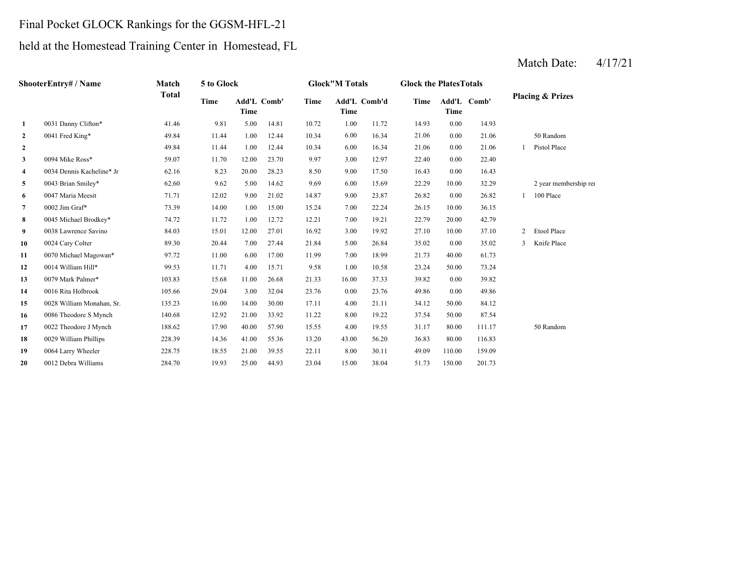Final Pocket GLOCK Rankings for the GGSM-HFL-21

held at the Homestead Training Center in Homestead, FL

Match Date: 4/17/21

| Shooter | Entry# / Name | Match Total | 5 to Glock | | | Glock"M Totals | | | Glock the Plates Totals | | | Placing & Prizes | |
|---|---|---|---|---|---|---|---|---|---|---|---|---|---|
| | | | Time | Add'L Time | Comb' | Time | Add'L Time | Comb'd | Time | Add'L Time | Comb' | | |
| 1 | 0031 Danny Clifton* | 41.46 | 9.81 | 5.00 | 14.81 | 10.72 | 1.00 | 11.72 | 14.93 | 0.00 | 14.93 | | |
| 2 | 0041 Fred King* | 49.84 | 11.44 | 1.00 | 12.44 | 10.34 | 6.00 | 16.34 | 21.06 | 0.00 | 21.06 | | 50 Random |
| 2 | | 49.84 | 11.44 | 1.00 | 12.44 | 10.34 | 6.00 | 16.34 | 21.06 | 0.00 | 21.06 | 1 | Pistol Place |
| 3 | 0094 Mike Ross* | 59.07 | 11.70 | 12.00 | 23.70 | 9.97 | 3.00 | 12.97 | 22.40 | 0.00 | 22.40 | | |
| 4 | 0034 Dennis Kacheline* Jr | 62.16 | 8.23 | 20.00 | 28.23 | 8.50 | 9.00 | 17.50 | 16.43 | 0.00 | 16.43 | | |
| 5 | 0043 Brian Smiley* | 62.60 | 9.62 | 5.00 | 14.62 | 9.69 | 6.00 | 15.69 | 22.29 | 10.00 | 32.29 | | 2 year membership re |
| 6 | 0047 Maria Meesit | 71.71 | 12.02 | 9.00 | 21.02 | 14.87 | 9.00 | 23.87 | 26.82 | 0.00 | 26.82 | 1 | 100 Place |
| 7 | 0002 Jim Graf* | 73.39 | 14.00 | 1.00 | 15.00 | 15.24 | 7.00 | 22.24 | 26.15 | 10.00 | 36.15 | | |
| 8 | 0045 Michael Brodkey* | 74.72 | 11.72 | 1.00 | 12.72 | 12.21 | 7.00 | 19.21 | 22.79 | 20.00 | 42.79 | | |
| 9 | 0038 Lawrence Savino | 84.03 | 15.01 | 12.00 | 27.01 | 16.92 | 3.00 | 19.92 | 27.10 | 10.00 | 37.10 | 2 | Etool Place |
| 10 | 0024 Cary Colter | 89.30 | 20.44 | 7.00 | 27.44 | 21.84 | 5.00 | 26.84 | 35.02 | 0.00 | 35.02 | 3 | Knife Place |
| 11 | 0070 Michael Magowan* | 97.72 | 11.00 | 6.00 | 17.00 | 11.99 | 7.00 | 18.99 | 21.73 | 40.00 | 61.73 | | |
| 12 | 0014 William Hill* | 99.53 | 11.71 | 4.00 | 15.71 | 9.58 | 1.00 | 10.58 | 23.24 | 50.00 | 73.24 | | |
| 13 | 0079 Mark Palmer* | 103.83 | 15.68 | 11.00 | 26.68 | 21.33 | 16.00 | 37.33 | 39.82 | 0.00 | 39.82 | | |
| 14 | 0016 Rita Holbrook | 105.66 | 29.04 | 3.00 | 32.04 | 23.76 | 0.00 | 23.76 | 49.86 | 0.00 | 49.86 | | |
| 15 | 0028 William Monahan, Sr. | 135.23 | 16.00 | 14.00 | 30.00 | 17.11 | 4.00 | 21.11 | 34.12 | 50.00 | 84.12 | | |
| 16 | 0086 Theodore S Mynch | 140.68 | 12.92 | 21.00 | 33.92 | 11.22 | 8.00 | 19.22 | 37.54 | 50.00 | 87.54 | | |
| 17 | 0022 Theodore J Mynch | 188.62 | 17.90 | 40.00 | 57.90 | 15.55 | 4.00 | 19.55 | 31.17 | 80.00 | 111.17 | | 50 Random |
| 18 | 0029 William Phillips | 228.39 | 14.36 | 41.00 | 55.36 | 13.20 | 43.00 | 56.20 | 36.83 | 80.00 | 116.83 | | |
| 19 | 0064 Larry Wheeler | 228.75 | 18.55 | 21.00 | 39.55 | 22.11 | 8.00 | 30.11 | 49.09 | 110.00 | 159.09 | | |
| 20 | 0012 Debra Williams | 284.70 | 19.93 | 25.00 | 44.93 | 23.04 | 15.00 | 38.04 | 51.73 | 150.00 | 201.73 | | |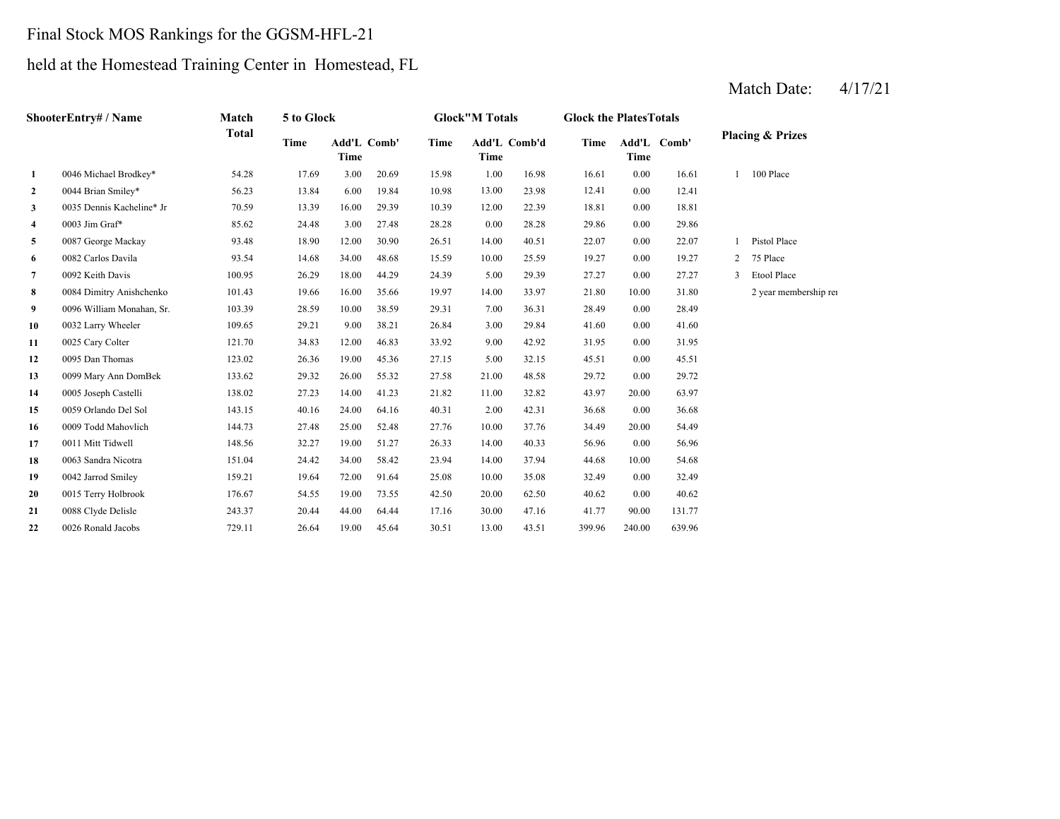Final Stock MOS Rankings for the GGSM-HFL-21

held at the Homestead Training Center in Homestead, FL

Match Date: 4/17/21

| Shooter | Entry# / Name | Match Total | 5 to Glock | | | Glock"M Totals | | | Glock the Plates Totals | | | Placing & Prizes | |
|---|---|---|---|---|---|---|---|---|---|---|---|---|---|
| | | | Time | Add'L Time | Comb' | Time | Add'L Time | Comb'd | Time | Add'L Time | Comb' | | |
| 1 | 0046 Michael Brodkey* | 54.28 | 17.69 | 3.00 | 20.69 | 15.98 | 1.00 | 16.98 | 16.61 | 0.00 | 16.61 | 1 | 100 Place |
| 2 | 0044 Brian Smiley* | 56.23 | 13.84 | 6.00 | 19.84 | 10.98 | 13.00 | 23.98 | 12.41 | 0.00 | 12.41 | | |
| 3 | 0035 Dennis Kacheline* Jr | 70.59 | 13.39 | 16.00 | 29.39 | 10.39 | 12.00 | 22.39 | 18.81 | 0.00 | 18.81 | | |
| 4 | 0003 Jim Graf* | 85.62 | 24.48 | 3.00 | 27.48 | 28.28 | 0.00 | 28.28 | 29.86 | 0.00 | 29.86 | | |
| 5 | 0087 George Mackay | 93.48 | 18.90 | 12.00 | 30.90 | 26.51 | 14.00 | 40.51 | 22.07 | 0.00 | 22.07 | 1 | Pistol Place |
| 6 | 0082 Carlos Davila | 93.54 | 14.68 | 34.00 | 48.68 | 15.59 | 10.00 | 25.59 | 19.27 | 0.00 | 19.27 | 2 | 75 Place |
| 7 | 0092 Keith Davis | 100.95 | 26.29 | 18.00 | 44.29 | 24.39 | 5.00 | 29.39 | 27.27 | 0.00 | 27.27 | 3 | Etool Place |
| 8 | 0084 Dimitry Anishchenko | 101.43 | 19.66 | 16.00 | 35.66 | 19.97 | 14.00 | 33.97 | 21.80 | 10.00 | 31.80 | | 2 year membership re |
| 9 | 0096 William Monahan, Sr. | 103.39 | 28.59 | 10.00 | 38.59 | 29.31 | 7.00 | 36.31 | 28.49 | 0.00 | 28.49 | | |
| 10 | 0032 Larry Wheeler | 109.65 | 29.21 | 9.00 | 38.21 | 26.84 | 3.00 | 29.84 | 41.60 | 0.00 | 41.60 | | |
| 11 | 0025 Cary Colter | 121.70 | 34.83 | 12.00 | 46.83 | 33.92 | 9.00 | 42.92 | 31.95 | 0.00 | 31.95 | | |
| 12 | 0095 Dan Thomas | 123.02 | 26.36 | 19.00 | 45.36 | 27.15 | 5.00 | 32.15 | 45.51 | 0.00 | 45.51 | | |
| 13 | 0099 Mary Ann DomBek | 133.62 | 29.32 | 26.00 | 55.32 | 27.58 | 21.00 | 48.58 | 29.72 | 0.00 | 29.72 | | |
| 14 | 0005 Joseph Castelli | 138.02 | 27.23 | 14.00 | 41.23 | 21.82 | 11.00 | 32.82 | 43.97 | 20.00 | 63.97 | | |
| 15 | 0059 Orlando Del Sol | 143.15 | 40.16 | 24.00 | 64.16 | 40.31 | 2.00 | 42.31 | 36.68 | 0.00 | 36.68 | | |
| 16 | 0009 Todd Mahovlich | 144.73 | 27.48 | 25.00 | 52.48 | 27.76 | 10.00 | 37.76 | 34.49 | 20.00 | 54.49 | | |
| 17 | 0011 Mitt Tidwell | 148.56 | 32.27 | 19.00 | 51.27 | 26.33 | 14.00 | 40.33 | 56.96 | 0.00 | 56.96 | | |
| 18 | 0063 Sandra Nicotra | 151.04 | 24.42 | 34.00 | 58.42 | 23.94 | 14.00 | 37.94 | 44.68 | 10.00 | 54.68 | | |
| 19 | 0042 Jarrod Smiley | 159.21 | 19.64 | 72.00 | 91.64 | 25.08 | 10.00 | 35.08 | 32.49 | 0.00 | 32.49 | | |
| 20 | 0015 Terry Holbrook | 176.67 | 54.55 | 19.00 | 73.55 | 42.50 | 20.00 | 62.50 | 40.62 | 0.00 | 40.62 | | |
| 21 | 0088 Clyde Delisle | 243.37 | 20.44 | 44.00 | 64.44 | 17.16 | 30.00 | 47.16 | 41.77 | 90.00 | 131.77 | | |
| 22 | 0026 Ronald Jacobs | 729.11 | 26.64 | 19.00 | 45.64 | 30.51 | 13.00 | 43.51 | 399.96 | 240.00 | 639.96 | | |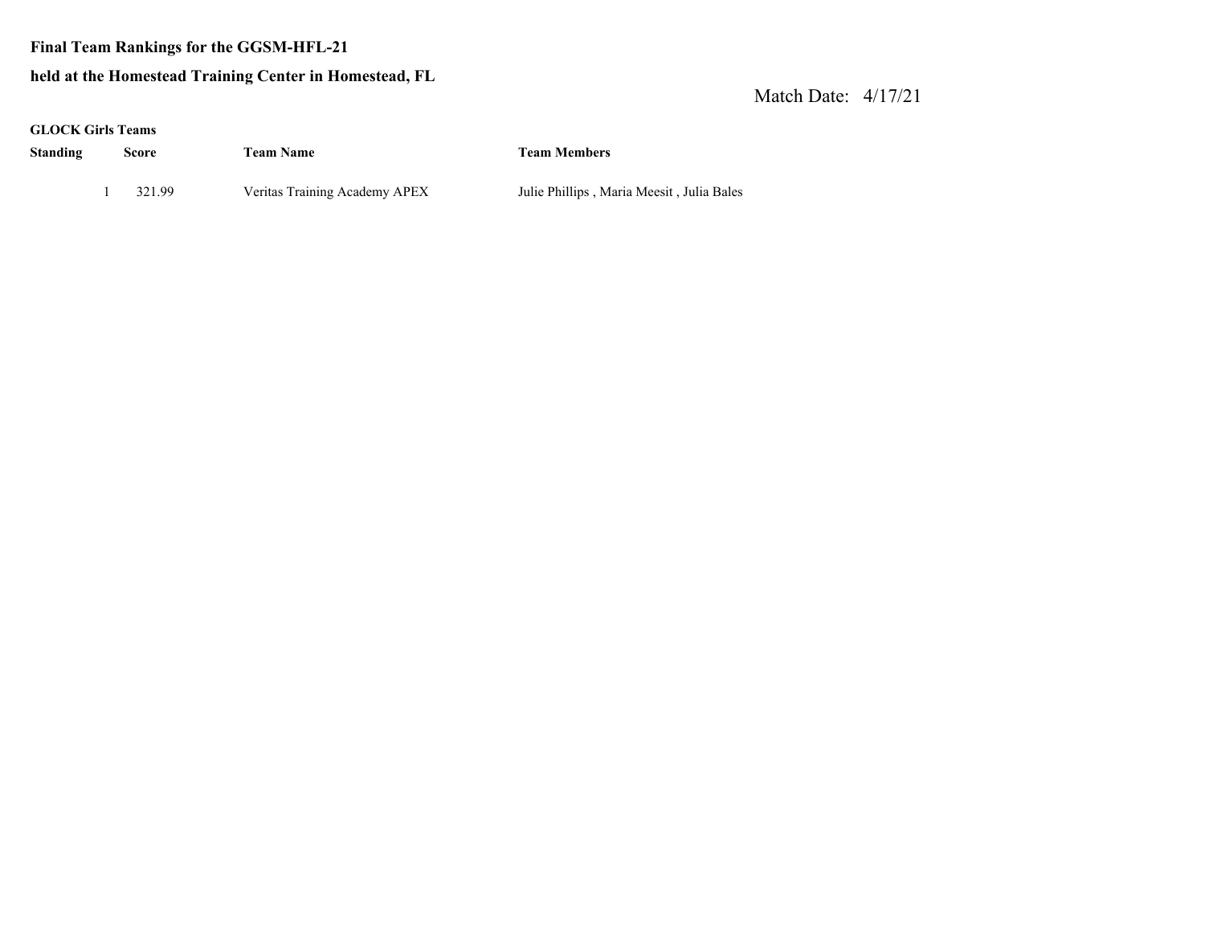**Final Team Rankings for the GGSM-HFL-21**

**held at the Homestead Training Center in Homestead, FL**

Match Date: 4/17/21

**GLOCK Girls Teams**

| Standing | Score | Team Name | Team Members |
|---|---|---|---|
| 1 | 321.99 | Veritas Training Academy APEX | Julie Phillips , Maria Meesit , Julia Bales |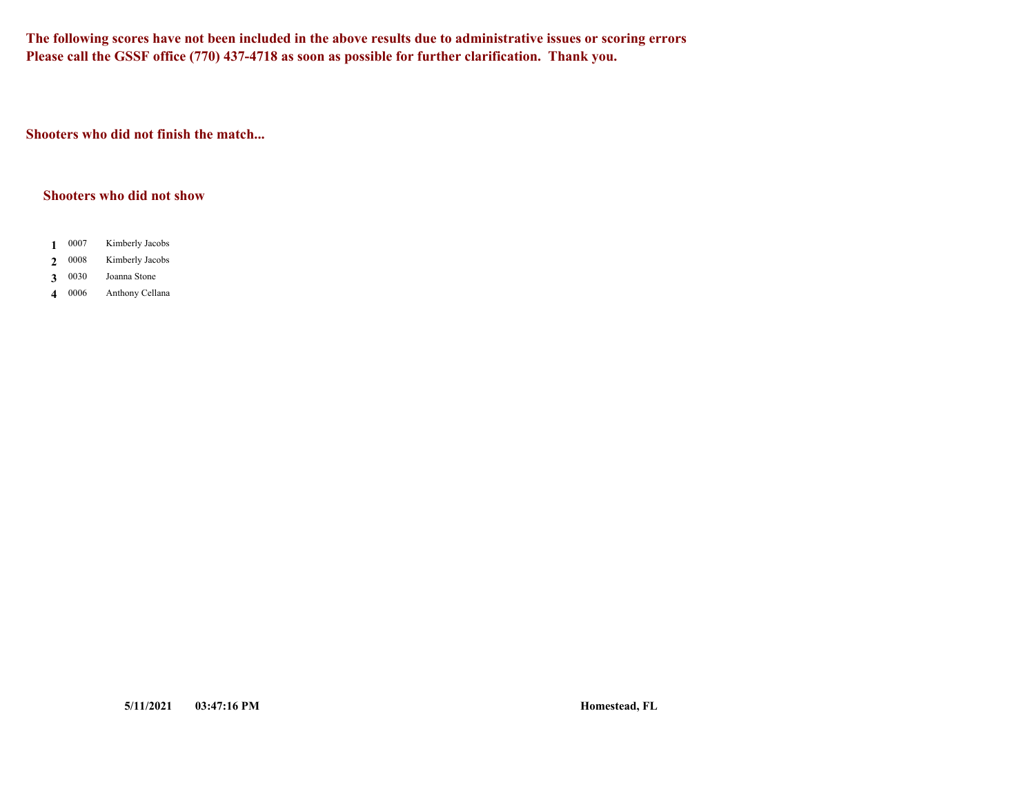**The following scores have not been included in the above results due to administrative issues or scoring errors**
**Please call the GSSF office (770) 437-4718 as soon as possible for further clarification. Thank you.**

**Shooters who did not finish the match...**

**Shooters who did not show**

| # | ID | Name |
|---|---|---|
| **1** | 0007 | Kimberly Jacobs |
| **2** | 0008 | Kimberly Jacobs |
| **3** | 0030 | Joanna Stone |
| **4** | 0006 | Anthony Cellana |

**5/11/2021 03:47:16 PM** **Homestead, FL**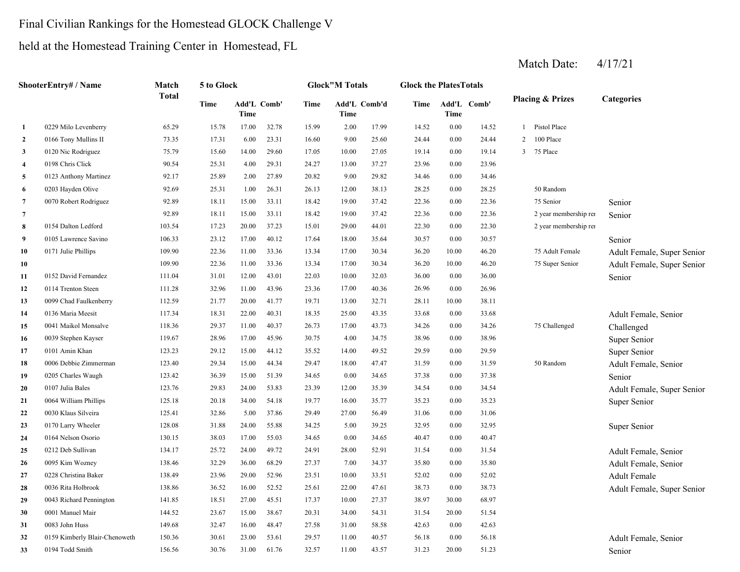Final Civilian Rankings for the Homestead GLOCK Challenge V

held at the Homestead Training Center in Homestead, FL

Match Date: 4/17/21

| | ShooterEntry# / Name | Match Total | 5 to Glock | | | Glock"M Totals | | | Glock the Plates Totals | | | Placing & Prizes | | Categories |
|---|---|---|---|---|---|---|---|---|---|---|---|---|---|---|
| | | | Time | Add'L Time | Comb' | Time | Add'L Time | Comb'd | Time | Add'L Time | Comb' | | | |
| 1 | 0229 Milo Levenberry | 65.29 | 15.78 | 17.00 | 32.78 | 15.99 | 2.00 | 17.99 | 14.52 | 0.00 | 14.52 | 1 | Pistol Place | |
| 2 | 0166 Tony Mullins II | 73.35 | 17.31 | 6.00 | 23.31 | 16.60 | 9.00 | 25.60 | 24.44 | 0.00 | 24.44 | 2 | 100 Place | |
| 3 | 0120 Nic Rodriguez | 75.79 | 15.60 | 14.00 | 29.60 | 17.05 | 10.00 | 27.05 | 19.14 | 0.00 | 19.14 | 3 | 75 Place | |
| 4 | 0198 Chris Click | 90.54 | 25.31 | 4.00 | 29.31 | 24.27 | 13.00 | 37.27 | 23.96 | 0.00 | 23.96 | | | |
| 5 | 0123 Anthony Martinez | 92.17 | 25.89 | 2.00 | 27.89 | 20.82 | 9.00 | 29.82 | 34.46 | 0.00 | 34.46 | | | |
| 6 | 0203 Hayden Olive | 92.69 | 25.31 | 1.00 | 26.31 | 26.13 | 12.00 | 38.13 | 28.25 | 0.00 | 28.25 | | 50 Random | |
| 7 | 0070 Robert Rodriguez | 92.89 | 18.11 | 15.00 | 33.11 | 18.42 | 19.00 | 37.42 | 22.36 | 0.00 | 22.36 | | 75 Senior | Senior |
| 7 | | 92.89 | 18.11 | 15.00 | 33.11 | 18.42 | 19.00 | 37.42 | 22.36 | 0.00 | 22.36 | | 2 year membership rer | Senior |
| 8 | 0154 Dalton Ledford | 103.54 | 17.23 | 20.00 | 37.23 | 15.01 | 29.00 | 44.01 | 22.30 | 0.00 | 22.30 | | 2 year membership rer | |
| 9 | 0105 Lawrence Savino | 106.33 | 23.12 | 17.00 | 40.12 | 17.64 | 18.00 | 35.64 | 30.57 | 0.00 | 30.57 | | | Senior |
| 10 | 0171 Julie Phillips | 109.90 | 22.36 | 11.00 | 33.36 | 13.34 | 17.00 | 30.34 | 36.20 | 10.00 | 46.20 | | 75 Adult Female | Adult Female, Super Senior |
| 10 | | 109.90 | 22.36 | 11.00 | 33.36 | 13.34 | 17.00 | 30.34 | 36.20 | 10.00 | 46.20 | | 75 Super Senior | Adult Female, Super Senior |
| 11 | 0152 David Fernandez | 111.04 | 31.01 | 12.00 | 43.01 | 22.03 | 10.00 | 32.03 | 36.00 | 0.00 | 36.00 | | | Senior |
| 12 | 0114 Trenton Steen | 111.28 | 32.96 | 11.00 | 43.96 | 23.36 | 17.00 | 40.36 | 26.96 | 0.00 | 26.96 | | | |
| 13 | 0099 Chad Faulkenberry | 112.59 | 21.77 | 20.00 | 41.77 | 19.71 | 13.00 | 32.71 | 28.11 | 10.00 | 38.11 | | | |
| 14 | 0136 Maria Meesit | 117.34 | 18.31 | 22.00 | 40.31 | 18.35 | 25.00 | 43.35 | 33.68 | 0.00 | 33.68 | | | Adult Female, Senior |
| 15 | 0041 Maikol Monsalve | 118.36 | 29.37 | 11.00 | 40.37 | 26.73 | 17.00 | 43.73 | 34.26 | 0.00 | 34.26 | | 75 Challenged | Challenged |
| 16 | 0039 Stephen Kayser | 119.67 | 28.96 | 17.00 | 45.96 | 30.75 | 4.00 | 34.75 | 38.96 | 0.00 | 38.96 | | | Super Senior |
| 17 | 0101 Amin Khan | 123.23 | 29.12 | 15.00 | 44.12 | 35.52 | 14.00 | 49.52 | 29.59 | 0.00 | 29.59 | | | Super Senior |
| 18 | 0006 Debbie Zimmerman | 123.40 | 29.34 | 15.00 | 44.34 | 29.47 | 18.00 | 47.47 | 31.59 | 0.00 | 31.59 | | 50 Random | Adult Female, Senior |
| 19 | 0205 Charles Waugh | 123.42 | 36.39 | 15.00 | 51.39 | 34.65 | 0.00 | 34.65 | 37.38 | 0.00 | 37.38 | | | Senior |
| 20 | 0107 Julia Bales | 123.76 | 29.83 | 24.00 | 53.83 | 23.39 | 12.00 | 35.39 | 34.54 | 0.00 | 34.54 | | | Adult Female, Super Senior |
| 21 | 0064 William Phillips | 125.18 | 20.18 | 34.00 | 54.18 | 19.77 | 16.00 | 35.77 | 35.23 | 0.00 | 35.23 | | | Super Senior |
| 22 | 0030 Klaus Silveira | 125.41 | 32.86 | 5.00 | 37.86 | 29.49 | 27.00 | 56.49 | 31.06 | 0.00 | 31.06 | | | |
| 23 | 0170 Larry Wheeler | 128.08 | 31.88 | 24.00 | 55.88 | 34.25 | 5.00 | 39.25 | 32.95 | 0.00 | 32.95 | | | Super Senior |
| 24 | 0164 Nelson Osorio | 130.15 | 38.03 | 17.00 | 55.03 | 34.65 | 0.00 | 34.65 | 40.47 | 0.00 | 40.47 | | | |
| 25 | 0212 Deb Sullivan | 134.17 | 25.72 | 24.00 | 49.72 | 24.91 | 28.00 | 52.91 | 31.54 | 0.00 | 31.54 | | | Adult Female, Senior |
| 26 | 0095 Kim Wozney | 138.46 | 32.29 | 36.00 | 68.29 | 27.37 | 7.00 | 34.37 | 35.80 | 0.00 | 35.80 | | | Adult Female, Senior |
| 27 | 0228 Christina Baker | 138.49 | 23.96 | 29.00 | 52.96 | 23.51 | 10.00 | 33.51 | 52.02 | 0.00 | 52.02 | | | Adult Female |
| 28 | 0036 Rita Holbrook | 138.86 | 36.52 | 16.00 | 52.52 | 25.61 | 22.00 | 47.61 | 38.73 | 0.00 | 38.73 | | | Adult Female, Super Senior |
| 29 | 0043 Richard Pennington | 141.85 | 18.51 | 27.00 | 45.51 | 17.37 | 10.00 | 27.37 | 38.97 | 30.00 | 68.97 | | | |
| 30 | 0001 Manuel Mair | 144.52 | 23.67 | 15.00 | 38.67 | 20.31 | 34.00 | 54.31 | 31.54 | 20.00 | 51.54 | | | |
| 31 | 0083 John Huss | 149.68 | 32.47 | 16.00 | 48.47 | 27.58 | 31.00 | 58.58 | 42.63 | 0.00 | 42.63 | | | |
| 32 | 0159 Kimberly Blair-Chenoweth | 150.36 | 30.61 | 23.00 | 53.61 | 29.57 | 11.00 | 40.57 | 56.18 | 0.00 | 56.18 | | | Adult Female, Senior |
| 33 | 0194 Todd Smith | 156.56 | 30.76 | 31.00 | 61.76 | 32.57 | 11.00 | 43.57 | 31.23 | 20.00 | 51.23 | | | Senior |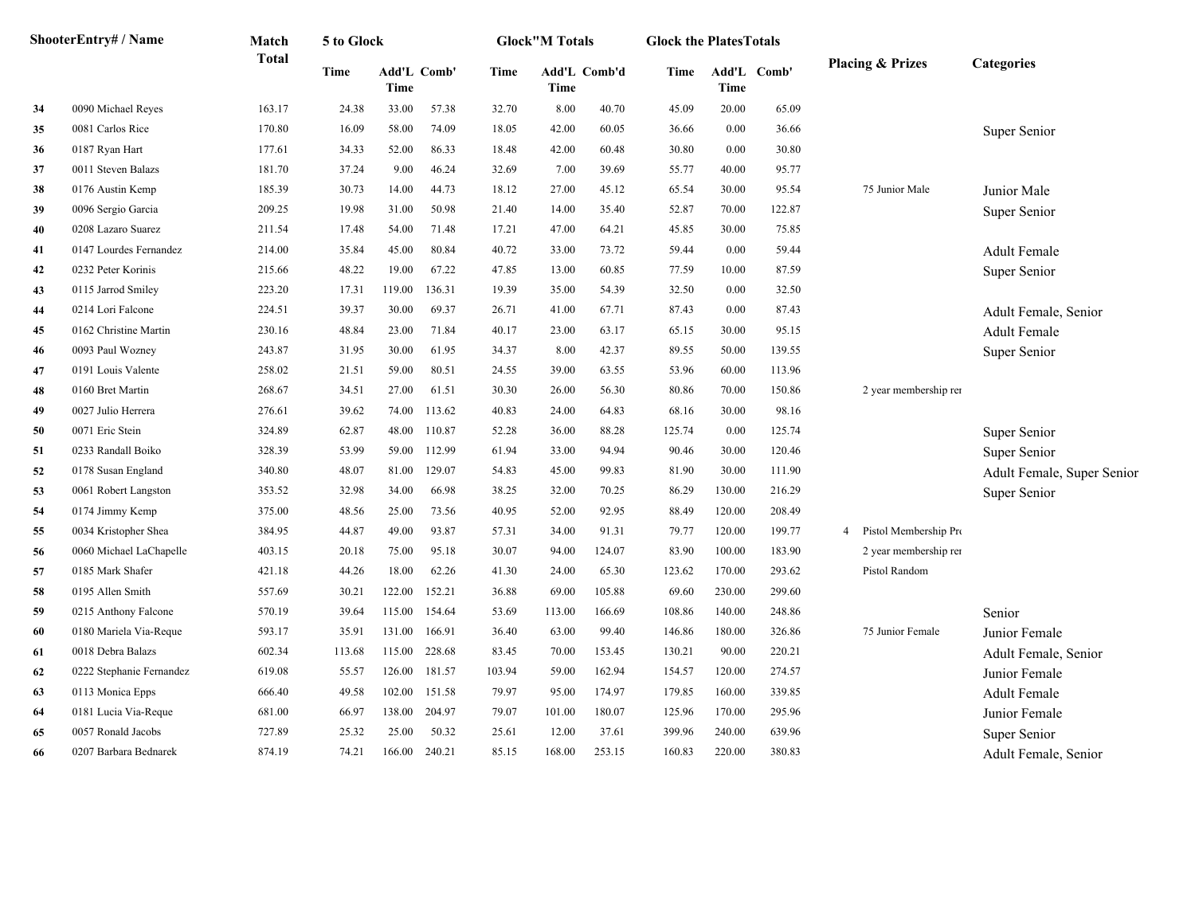| Shooter | Entry# / Name | Match Total | 5 to Glock | | | Glock"M Totals | | | Glock the PlatesTotals | | | Placing & Prizes | Categories |
|---|---|---|---|---|---|---|---|---|---|---|---|---|---|
| | | | Time | Add'L Time | Comb' | Time | Add'L Time | Comb'd | Time | Add'L Time | Comb' | | |
| 34 | 0090 Michael Reyes | 163.17 | 24.38 | 33.00 | 57.38 | 32.70 | 8.00 | 40.70 | 45.09 | 20.00 | 65.09 | | |
| 35 | 0081 Carlos Rice | 170.80 | 16.09 | 58.00 | 74.09 | 18.05 | 42.00 | 60.05 | 36.66 | 0.00 | 36.66 | | Super Senior |
| 36 | 0187 Ryan Hart | 177.61 | 34.33 | 52.00 | 86.33 | 18.48 | 42.00 | 60.48 | 30.80 | 0.00 | 30.80 | | |
| 37 | 0011 Steven Balazs | 181.70 | 37.24 | 9.00 | 46.24 | 32.69 | 7.00 | 39.69 | 55.77 | 40.00 | 95.77 | | |
| 38 | 0176 Austin Kemp | 185.39 | 30.73 | 14.00 | 44.73 | 18.12 | 27.00 | 45.12 | 65.54 | 30.00 | 95.54 | 75 Junior Male | Junior Male |
| 39 | 0096 Sergio Garcia | 209.25 | 19.98 | 31.00 | 50.98 | 21.40 | 14.00 | 35.40 | 52.87 | 70.00 | 122.87 | | Super Senior |
| 40 | 0208 Lazaro Suarez | 211.54 | 17.48 | 54.00 | 71.48 | 17.21 | 47.00 | 64.21 | 45.85 | 30.00 | 75.85 | | |
| 41 | 0147 Lourdes Fernandez | 214.00 | 35.84 | 45.00 | 80.84 | 40.72 | 33.00 | 73.72 | 59.44 | 0.00 | 59.44 | | Adult Female |
| 42 | 0232 Peter Korinis | 215.66 | 48.22 | 19.00 | 67.22 | 47.85 | 13.00 | 60.85 | 77.59 | 10.00 | 87.59 | | Super Senior |
| 43 | 0115 Jarrod Smiley | 223.20 | 17.31 | 119.00 | 136.31 | 19.39 | 35.00 | 54.39 | 32.50 | 0.00 | 32.50 | | |
| 44 | 0214 Lori Falcone | 224.51 | 39.37 | 30.00 | 69.37 | 26.71 | 41.00 | 67.71 | 87.43 | 0.00 | 87.43 | | Adult Female, Senior |
| 45 | 0162 Christine Martin | 230.16 | 48.84 | 23.00 | 71.84 | 40.17 | 23.00 | 63.17 | 65.15 | 30.00 | 95.15 | | Adult Female |
| 46 | 0093 Paul Wozney | 243.87 | 31.95 | 30.00 | 61.95 | 34.37 | 8.00 | 42.37 | 89.55 | 50.00 | 139.55 | | Super Senior |
| 47 | 0191 Louis Valente | 258.02 | 21.51 | 59.00 | 80.51 | 24.55 | 39.00 | 63.55 | 53.96 | 60.00 | 113.96 | | |
| 48 | 0160 Bret Martin | 268.67 | 34.51 | 27.00 | 61.51 | 30.30 | 26.00 | 56.30 | 80.86 | 70.00 | 150.86 | 2 year membership rer | |
| 49 | 0027 Julio Herrera | 276.61 | 39.62 | 74.00 | 113.62 | 40.83 | 24.00 | 64.83 | 68.16 | 30.00 | 98.16 | | |
| 50 | 0071 Eric Stein | 324.89 | 62.87 | 48.00 | 110.87 | 52.28 | 36.00 | 88.28 | 125.74 | 0.00 | 125.74 | | Super Senior |
| 51 | 0233 Randall Boiko | 328.39 | 53.99 | 59.00 | 112.99 | 61.94 | 33.00 | 94.94 | 90.46 | 30.00 | 120.46 | | Super Senior |
| 52 | 0178 Susan England | 340.80 | 48.07 | 81.00 | 129.07 | 54.83 | 45.00 | 99.83 | 81.90 | 30.00 | 111.90 | | Adult Female, Super Senior |
| 53 | 0061 Robert Langston | 353.52 | 32.98 | 34.00 | 66.98 | 38.25 | 32.00 | 70.25 | 86.29 | 130.00 | 216.29 | | Super Senior |
| 54 | 0174 Jimmy Kemp | 375.00 | 48.56 | 25.00 | 73.56 | 40.95 | 52.00 | 92.95 | 88.49 | 120.00 | 208.49 | | |
| 55 | 0034 Kristopher Shea | 384.95 | 44.87 | 49.00 | 93.87 | 57.31 | 34.00 | 91.31 | 79.77 | 120.00 | 199.77 | 4 Pistol Membership Pro | |
| 56 | 0060 Michael LaChapelle | 403.15 | 20.18 | 75.00 | 95.18 | 30.07 | 94.00 | 124.07 | 83.90 | 100.00 | 183.90 | 2 year membership rer | |
| 57 | 0185 Mark Shafer | 421.18 | 44.26 | 18.00 | 62.26 | 41.30 | 24.00 | 65.30 | 123.62 | 170.00 | 293.62 | Pistol Random | |
| 58 | 0195 Allen Smith | 557.69 | 30.21 | 122.00 | 152.21 | 36.88 | 69.00 | 105.88 | 69.60 | 230.00 | 299.60 | | |
| 59 | 0215 Anthony Falcone | 570.19 | 39.64 | 115.00 | 154.64 | 53.69 | 113.00 | 166.69 | 108.86 | 140.00 | 248.86 | | Senior |
| 60 | 0180 Mariela Via-Reque | 593.17 | 35.91 | 131.00 | 166.91 | 36.40 | 63.00 | 99.40 | 146.86 | 180.00 | 326.86 | 75 Junior Female | Junior Female |
| 61 | 0018 Debra Balazs | 602.34 | 113.68 | 115.00 | 228.68 | 83.45 | 70.00 | 153.45 | 130.21 | 90.00 | 220.21 | | Adult Female, Senior |
| 62 | 0222 Stephanie Fernandez | 619.08 | 55.57 | 126.00 | 181.57 | 103.94 | 59.00 | 162.94 | 154.57 | 120.00 | 274.57 | | Junior Female |
| 63 | 0113 Monica Epps | 666.40 | 49.58 | 102.00 | 151.58 | 79.97 | 95.00 | 174.97 | 179.85 | 160.00 | 339.85 | | Adult Female |
| 64 | 0181 Lucia Via-Reque | 681.00 | 66.97 | 138.00 | 204.97 | 79.07 | 101.00 | 180.07 | 125.96 | 170.00 | 295.96 | | Junior Female |
| 65 | 0057 Ronald Jacobs | 727.89 | 25.32 | 25.00 | 50.32 | 25.61 | 12.00 | 37.61 | 399.96 | 240.00 | 639.96 | | Super Senior |
| 66 | 0207 Barbara Bednarek | 874.19 | 74.21 | 166.00 | 240.21 | 85.15 | 168.00 | 253.15 | 160.83 | 220.00 | 380.83 | | Adult Female, Senior |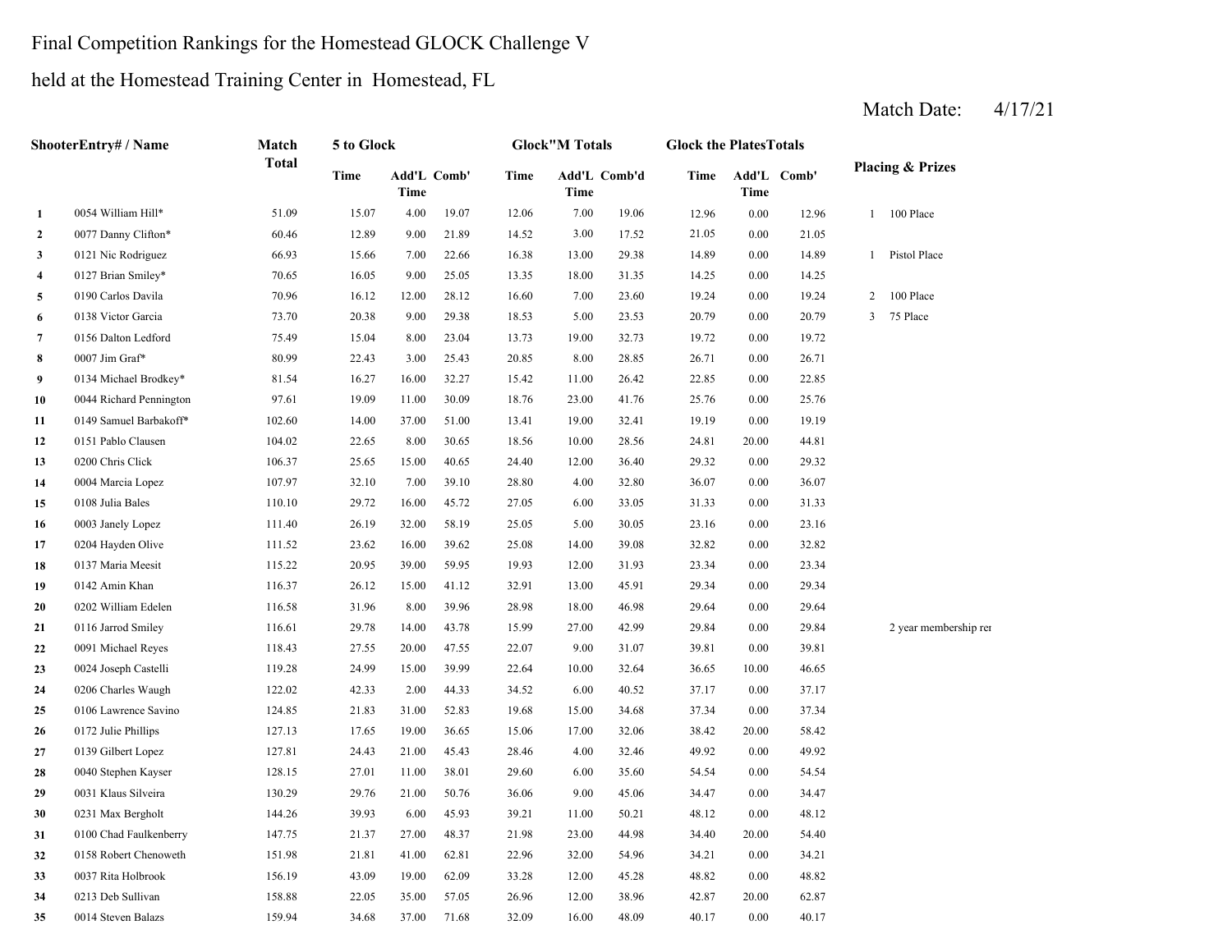Final Competition Rankings for the Homestead GLOCK Challenge V

held at the Homestead Training Center in Homestead, FL

Match Date: 4/17/21

| | ShooterEntry# / Name | Match Total | 5 to Glock | | | Glock"M Totals | | | Glock the PlatesTotals | | | Placing & Prizes | |
|---|---|---|---|---|---|---|---|---|---|---|---|---|---|
| | | | Time | Add'L Time | Comb' | Time | Add'L Time | Comb'd | Time | Add'L Time | Comb' | | |
| 1 | 0054 William Hill* | 51.09 | 15.07 | 4.00 | 19.07 | 12.06 | 7.00 | 19.06 | 12.96 | 0.00 | 12.96 | 1 | 100 Place |
| 2 | 0077 Danny Clifton* | 60.46 | 12.89 | 9.00 | 21.89 | 14.52 | 3.00 | 17.52 | 21.05 | 0.00 | 21.05 | | |
| 3 | 0121 Nic Rodriguez | 66.93 | 15.66 | 7.00 | 22.66 | 16.38 | 13.00 | 29.38 | 14.89 | 0.00 | 14.89 | 1 | Pistol Place |
| 4 | 0127 Brian Smiley* | 70.65 | 16.05 | 9.00 | 25.05 | 13.35 | 18.00 | 31.35 | 14.25 | 0.00 | 14.25 | | |
| 5 | 0190 Carlos Davila | 70.96 | 16.12 | 12.00 | 28.12 | 16.60 | 7.00 | 23.60 | 19.24 | 0.00 | 19.24 | 2 | 100 Place |
| 6 | 0138 Victor Garcia | 73.70 | 20.38 | 9.00 | 29.38 | 18.53 | 5.00 | 23.53 | 20.79 | 0.00 | 20.79 | 3 | 75 Place |
| 7 | 0156 Dalton Ledford | 75.49 | 15.04 | 8.00 | 23.04 | 13.73 | 19.00 | 32.73 | 19.72 | 0.00 | 19.72 | | |
| 8 | 0007 Jim Graf* | 80.99 | 22.43 | 3.00 | 25.43 | 20.85 | 8.00 | 28.85 | 26.71 | 0.00 | 26.71 | | |
| 9 | 0134 Michael Brodkey* | 81.54 | 16.27 | 16.00 | 32.27 | 15.42 | 11.00 | 26.42 | 22.85 | 0.00 | 22.85 | | |
| 10 | 0044 Richard Pennington | 97.61 | 19.09 | 11.00 | 30.09 | 18.76 | 23.00 | 41.76 | 25.76 | 0.00 | 25.76 | | |
| 11 | 0149 Samuel Barbakoff* | 102.60 | 14.00 | 37.00 | 51.00 | 13.41 | 19.00 | 32.41 | 19.19 | 0.00 | 19.19 | | |
| 12 | 0151 Pablo Clausen | 104.02 | 22.65 | 8.00 | 30.65 | 18.56 | 10.00 | 28.56 | 24.81 | 20.00 | 44.81 | | |
| 13 | 0200 Chris Click | 106.37 | 25.65 | 15.00 | 40.65 | 24.40 | 12.00 | 36.40 | 29.32 | 0.00 | 29.32 | | |
| 14 | 0004 Marcia Lopez | 107.97 | 32.10 | 7.00 | 39.10 | 28.80 | 4.00 | 32.80 | 36.07 | 0.00 | 36.07 | | |
| 15 | 0108 Julia Bales | 110.10 | 29.72 | 16.00 | 45.72 | 27.05 | 6.00 | 33.05 | 31.33 | 0.00 | 31.33 | | |
| 16 | 0003 Janely Lopez | 111.40 | 26.19 | 32.00 | 58.19 | 25.05 | 5.00 | 30.05 | 23.16 | 0.00 | 23.16 | | |
| 17 | 0204 Hayden Olive | 111.52 | 23.62 | 16.00 | 39.62 | 25.08 | 14.00 | 39.08 | 32.82 | 0.00 | 32.82 | | |
| 18 | 0137 Maria Meesit | 115.22 | 20.95 | 39.00 | 59.95 | 19.93 | 12.00 | 31.93 | 23.34 | 0.00 | 23.34 | | |
| 19 | 0142 Amin Khan | 116.37 | 26.12 | 15.00 | 41.12 | 32.91 | 13.00 | 45.91 | 29.34 | 0.00 | 29.34 | | |
| 20 | 0202 William Edelen | 116.58 | 31.96 | 8.00 | 39.96 | 28.98 | 18.00 | 46.98 | 29.64 | 0.00 | 29.64 | | |
| 21 | 0116 Jarrod Smiley | 116.61 | 29.78 | 14.00 | 43.78 | 15.99 | 27.00 | 42.99 | 29.84 | 0.00 | 29.84 | | 2 year membership rer |
| 22 | 0091 Michael Reyes | 118.43 | 27.55 | 20.00 | 47.55 | 22.07 | 9.00 | 31.07 | 39.81 | 0.00 | 39.81 | | |
| 23 | 0024 Joseph Castelli | 119.28 | 24.99 | 15.00 | 39.99 | 22.64 | 10.00 | 32.64 | 36.65 | 10.00 | 46.65 | | |
| 24 | 0206 Charles Waugh | 122.02 | 42.33 | 2.00 | 44.33 | 34.52 | 6.00 | 40.52 | 37.17 | 0.00 | 37.17 | | |
| 25 | 0106 Lawrence Savino | 124.85 | 21.83 | 31.00 | 52.83 | 19.68 | 15.00 | 34.68 | 37.34 | 0.00 | 37.34 | | |
| 26 | 0172 Julie Phillips | 127.13 | 17.65 | 19.00 | 36.65 | 15.06 | 17.00 | 32.06 | 38.42 | 20.00 | 58.42 | | |
| 27 | 0139 Gilbert Lopez | 127.81 | 24.43 | 21.00 | 45.43 | 28.46 | 4.00 | 32.46 | 49.92 | 0.00 | 49.92 | | |
| 28 | 0040 Stephen Kayser | 128.15 | 27.01 | 11.00 | 38.01 | 29.60 | 6.00 | 35.60 | 54.54 | 0.00 | 54.54 | | |
| 29 | 0031 Klaus Silveira | 130.29 | 29.76 | 21.00 | 50.76 | 36.06 | 9.00 | 45.06 | 34.47 | 0.00 | 34.47 | | |
| 30 | 0231 Max Bergholt | 144.26 | 39.93 | 6.00 | 45.93 | 39.21 | 11.00 | 50.21 | 48.12 | 0.00 | 48.12 | | |
| 31 | 0100 Chad Faulkenberry | 147.75 | 21.37 | 27.00 | 48.37 | 21.98 | 23.00 | 44.98 | 34.40 | 20.00 | 54.40 | | |
| 32 | 0158 Robert Chenoweth | 151.98 | 21.81 | 41.00 | 62.81 | 22.96 | 32.00 | 54.96 | 34.21 | 0.00 | 34.21 | | |
| 33 | 0037 Rita Holbrook | 156.19 | 43.09 | 19.00 | 62.09 | 33.28 | 12.00 | 45.28 | 48.82 | 0.00 | 48.82 | | |
| 34 | 0213 Deb Sullivan | 158.88 | 22.05 | 35.00 | 57.05 | 26.96 | 12.00 | 38.96 | 42.87 | 20.00 | 62.87 | | |
| 35 | 0014 Steven Balazs | 159.94 | 34.68 | 37.00 | 71.68 | 32.09 | 16.00 | 48.09 | 40.17 | 0.00 | 40.17 | | |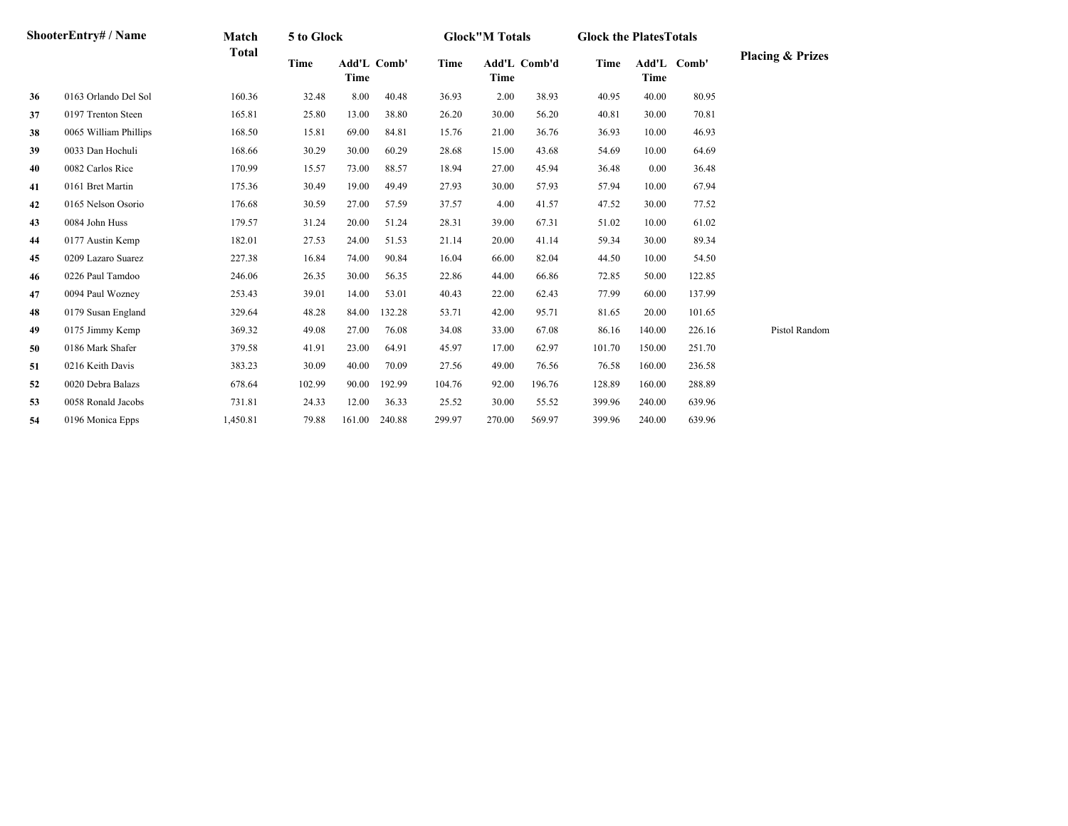| Shooter | Entry# / Name | Match Total | 5 to Glock | | | Glock"M Totals | | | Glock the Plates Totals | | | Placing & Prizes |
|---|---|---|---|---|---|---|---|---|---|---|---|---|
| | | | Time | Add'L Time | Comb' | Time | Add'L Time | Comb'd | Time | Add'L Time | Comb' | |
| 36 | 0163 Orlando Del Sol | 160.36 | 32.48 | 8.00 | 40.48 | 36.93 | 2.00 | 38.93 | 40.95 | 40.00 | 80.95 | |
| 37 | 0197 Trenton Steen | 165.81 | 25.80 | 13.00 | 38.80 | 26.20 | 30.00 | 56.20 | 40.81 | 30.00 | 70.81 | |
| 38 | 0065 William Phillips | 168.50 | 15.81 | 69.00 | 84.81 | 15.76 | 21.00 | 36.76 | 36.93 | 10.00 | 46.93 | |
| 39 | 0033 Dan Hochuli | 168.66 | 30.29 | 30.00 | 60.29 | 28.68 | 15.00 | 43.68 | 54.69 | 10.00 | 64.69 | |
| 40 | 0082 Carlos Rice | 170.99 | 15.57 | 73.00 | 88.57 | 18.94 | 27.00 | 45.94 | 36.48 | 0.00 | 36.48 | |
| 41 | 0161 Bret Martin | 175.36 | 30.49 | 19.00 | 49.49 | 27.93 | 30.00 | 57.93 | 57.94 | 10.00 | 67.94 | |
| 42 | 0165 Nelson Osorio | 176.68 | 30.59 | 27.00 | 57.59 | 37.57 | 4.00 | 41.57 | 47.52 | 30.00 | 77.52 | |
| 43 | 0084 John Huss | 179.57 | 31.24 | 20.00 | 51.24 | 28.31 | 39.00 | 67.31 | 51.02 | 10.00 | 61.02 | |
| 44 | 0177 Austin Kemp | 182.01 | 27.53 | 24.00 | 51.53 | 21.14 | 20.00 | 41.14 | 59.34 | 30.00 | 89.34 | |
| 45 | 0209 Lazaro Suarez | 227.38 | 16.84 | 74.00 | 90.84 | 16.04 | 66.00 | 82.04 | 44.50 | 10.00 | 54.50 | |
| 46 | 0226 Paul Tamdoo | 246.06 | 26.35 | 30.00 | 56.35 | 22.86 | 44.00 | 66.86 | 72.85 | 50.00 | 122.85 | |
| 47 | 0094 Paul Wozney | 253.43 | 39.01 | 14.00 | 53.01 | 40.43 | 22.00 | 62.43 | 77.99 | 60.00 | 137.99 | |
| 48 | 0179 Susan England | 329.64 | 48.28 | 84.00 | 132.28 | 53.71 | 42.00 | 95.71 | 81.65 | 20.00 | 101.65 | |
| 49 | 0175 Jimmy Kemp | 369.32 | 49.08 | 27.00 | 76.08 | 34.08 | 33.00 | 67.08 | 86.16 | 140.00 | 226.16 | Pistol Random |
| 50 | 0186 Mark Shafer | 379.58 | 41.91 | 23.00 | 64.91 | 45.97 | 17.00 | 62.97 | 101.70 | 150.00 | 251.70 | |
| 51 | 0216 Keith Davis | 383.23 | 30.09 | 40.00 | 70.09 | 27.56 | 49.00 | 76.56 | 76.58 | 160.00 | 236.58 | |
| 52 | 0020 Debra Balazs | 678.64 | 102.99 | 90.00 | 192.99 | 104.76 | 92.00 | 196.76 | 128.89 | 160.00 | 288.89 | |
| 53 | 0058 Ronald Jacobs | 731.81 | 24.33 | 12.00 | 36.33 | 25.52 | 30.00 | 55.52 | 399.96 | 240.00 | 639.96 | |
| 54 | 0196 Monica Epps | 1,450.81 | 79.88 | 161.00 | 240.88 | 299.97 | 270.00 | 569.97 | 399.96 | 240.00 | 639.96 | |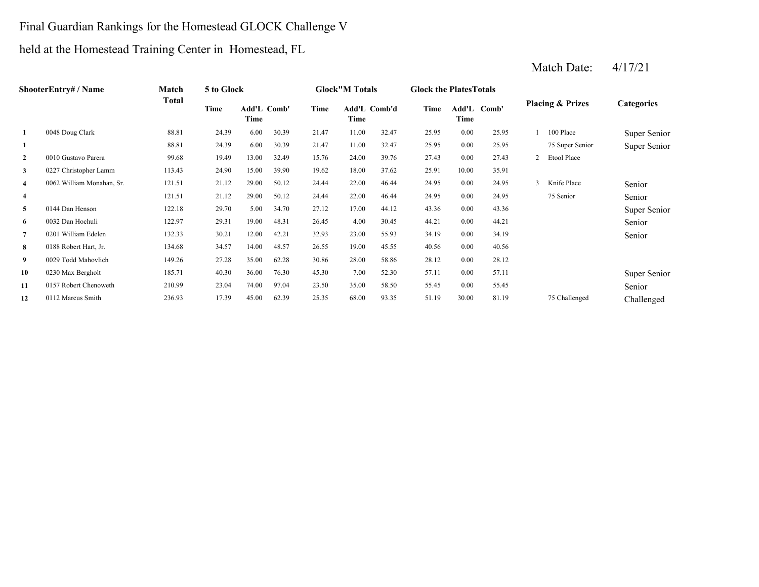Final Guardian Rankings for the Homestead GLOCK Challenge V

held at the Homestead Training Center in Homestead, FL

Match Date: 4/17/21

| Shooter | Entry# / Name | Match Total | 5 to Glock | | | Glock"M Totals | | | Glock the Plates Totals | | | Placing & Prizes | | Categories |
|---|---|---|---|---|---|---|---|---|---|---|---|---|---|---|
| | | | Time | Add'L Time | Comb' | Time | Add'L Time | Comb'd | Time | Add'L Time | Comb' | | | |
| 1 | 0048 Doug Clark | 88.81 | 24.39 | 6.00 | 30.39 | 21.47 | 11.00 | 32.47 | 25.95 | 0.00 | 25.95 | 1 | 100 Place | Super Senior |
| 1 | | 88.81 | 24.39 | 6.00 | 30.39 | 21.47 | 11.00 | 32.47 | 25.95 | 0.00 | 25.95 | | 75 Super Senior | Super Senior |
| 2 | 0010 Gustavo Parera | 99.68 | 19.49 | 13.00 | 32.49 | 15.76 | 24.00 | 39.76 | 27.43 | 0.00 | 27.43 | 2 | Etool Place | |
| 3 | 0227 Christopher Lamm | 113.43 | 24.90 | 15.00 | 39.90 | 19.62 | 18.00 | 37.62 | 25.91 | 10.00 | 35.91 | | | |
| 4 | 0062 William Monahan, Sr. | 121.51 | 21.12 | 29.00 | 50.12 | 24.44 | 22.00 | 46.44 | 24.95 | 0.00 | 24.95 | 3 | Knife Place | Senior |
| 4 | | 121.51 | 21.12 | 29.00 | 50.12 | 24.44 | 22.00 | 46.44 | 24.95 | 0.00 | 24.95 | | 75 Senior | Senior |
| 5 | 0144 Dan Henson | 122.18 | 29.70 | 5.00 | 34.70 | 27.12 | 17.00 | 44.12 | 43.36 | 0.00 | 43.36 | | | Super Senior |
| 6 | 0032 Dan Hochuli | 122.97 | 29.31 | 19.00 | 48.31 | 26.45 | 4.00 | 30.45 | 44.21 | 0.00 | 44.21 | | | Senior |
| 7 | 0201 William Edelen | 132.33 | 30.21 | 12.00 | 42.21 | 32.93 | 23.00 | 55.93 | 34.19 | 0.00 | 34.19 | | | Senior |
| 8 | 0188 Robert Hart, Jr. | 134.68 | 34.57 | 14.00 | 48.57 | 26.55 | 19.00 | 45.55 | 40.56 | 0.00 | 40.56 | | | |
| 9 | 0029 Todd Mahovlich | 149.26 | 27.28 | 35.00 | 62.28 | 30.86 | 28.00 | 58.86 | 28.12 | 0.00 | 28.12 | | | |
| 10 | 0230 Max Bergholt | 185.71 | 40.30 | 36.00 | 76.30 | 45.30 | 7.00 | 52.30 | 57.11 | 0.00 | 57.11 | | | Super Senior |
| 11 | 0157 Robert Chenoweth | 210.99 | 23.04 | 74.00 | 97.04 | 23.50 | 35.00 | 58.50 | 55.45 | 0.00 | 55.45 | | | Senior |
| 12 | 0112 Marcus Smith | 236.93 | 17.39 | 45.00 | 62.39 | 25.35 | 68.00 | 93.35 | 51.19 | 30.00 | 81.19 | | 75 Challenged | Challenged |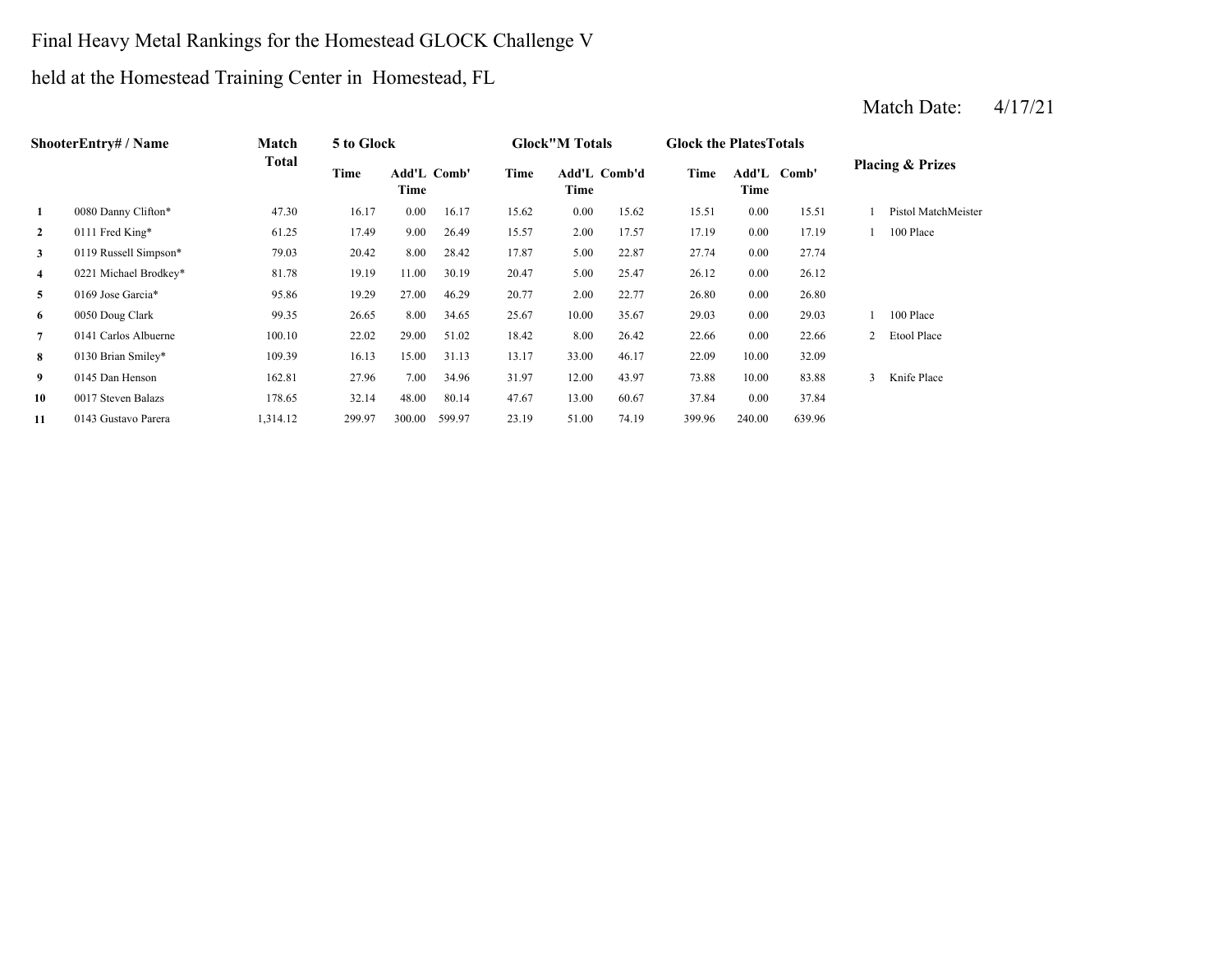Final Heavy Metal Rankings for the Homestead GLOCK Challenge V

held at the Homestead Training Center in Homestead, FL

Match Date: 4/17/21

| | ShooterEntry# / Name | Match Total | 5 to Glock | | | Glock"M Totals | | | Glock the PlatesTotals | | | Placing & Prizes | |
|---|---|---|---|---|---|---|---|---|---|---|---|---|---|
| | | | Time | Add'L Time | Comb' | Time | Add'L Time | Comb'd | Time | Add'L Time | Comb' | | |
| 1 | 0080 Danny Clifton* | 47.30 | 16.17 | 0.00 | 16.17 | 15.62 | 0.00 | 15.62 | 15.51 | 0.00 | 15.51 | 1 | Pistol MatchMeister |
| 2 | 0111 Fred King* | 61.25 | 17.49 | 9.00 | 26.49 | 15.57 | 2.00 | 17.57 | 17.19 | 0.00 | 17.19 | 1 | 100 Place |
| 3 | 0119 Russell Simpson* | 79.03 | 20.42 | 8.00 | 28.42 | 17.87 | 5.00 | 22.87 | 27.74 | 0.00 | 27.74 | | |
| 4 | 0221 Michael Brodkey* | 81.78 | 19.19 | 11.00 | 30.19 | 20.47 | 5.00 | 25.47 | 26.12 | 0.00 | 26.12 | | |
| 5 | 0169 Jose Garcia* | 95.86 | 19.29 | 27.00 | 46.29 | 20.77 | 2.00 | 22.77 | 26.80 | 0.00 | 26.80 | | |
| 6 | 0050 Doug Clark | 99.35 | 26.65 | 8.00 | 34.65 | 25.67 | 10.00 | 35.67 | 29.03 | 0.00 | 29.03 | 1 | 100 Place |
| 7 | 0141 Carlos Albuerne | 100.10 | 22.02 | 29.00 | 51.02 | 18.42 | 8.00 | 26.42 | 22.66 | 0.00 | 22.66 | 2 | Etool Place |
| 8 | 0130 Brian Smiley* | 109.39 | 16.13 | 15.00 | 31.13 | 13.17 | 33.00 | 46.17 | 22.09 | 10.00 | 32.09 | | |
| 9 | 0145 Dan Henson | 162.81 | 27.96 | 7.00 | 34.96 | 31.97 | 12.00 | 43.97 | 73.88 | 10.00 | 83.88 | 3 | Knife Place |
| 10 | 0017 Steven Balazs | 178.65 | 32.14 | 48.00 | 80.14 | 47.67 | 13.00 | 60.67 | 37.84 | 0.00 | 37.84 | | |
| 11 | 0143 Gustavo Parera | 1,314.12 | 299.97 | 300.00 | 599.97 | 23.19 | 51.00 | 74.19 | 399.96 | 240.00 | 639.96 | | |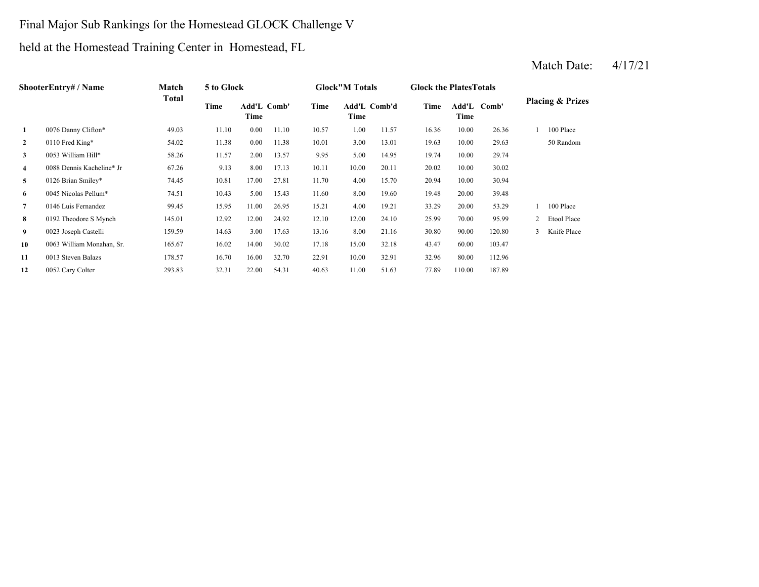Final Major Sub Rankings for the Homestead GLOCK Challenge V

held at the Homestead Training Center in Homestead, FL

Match Date: 4/17/21

| Shooter | Entry# / Name | Match Total | 5 to Glock | | | Glock"M Totals | | | Glock the Plates Totals | | | Placing & Prizes | |
|---|---|---|---|---|---|---|---|---|---|---|---|---|---|
| | | | Time | Add'L Time | Comb' | Time | Add'L Time | Comb'd | Time | Add'L Time | Comb' | | |
| 1 | 0076 Danny Clifton* | 49.03 | 11.10 | 0.00 | 11.10 | 10.57 | 1.00 | 11.57 | 16.36 | 10.00 | 26.36 | 1 | 100 Place |
| 2 | 0110 Fred King* | 54.02 | 11.38 | 0.00 | 11.38 | 10.01 | 3.00 | 13.01 | 19.63 | 10.00 | 29.63 | | 50 Random |
| 3 | 0053 William Hill* | 58.26 | 11.57 | 2.00 | 13.57 | 9.95 | 5.00 | 14.95 | 19.74 | 10.00 | 29.74 | | |
| 4 | 0088 Dennis Kacheline* Jr | 67.26 | 9.13 | 8.00 | 17.13 | 10.11 | 10.00 | 20.11 | 20.02 | 10.00 | 30.02 | | |
| 5 | 0126 Brian Smiley* | 74.45 | 10.81 | 17.00 | 27.81 | 11.70 | 4.00 | 15.70 | 20.94 | 10.00 | 30.94 | | |
| 6 | 0045 Nicolas Pellum* | 74.51 | 10.43 | 5.00 | 15.43 | 11.60 | 8.00 | 19.60 | 19.48 | 20.00 | 39.48 | | |
| 7 | 0146 Luis Fernandez | 99.45 | 15.95 | 11.00 | 26.95 | 15.21 | 4.00 | 19.21 | 33.29 | 20.00 | 53.29 | 1 | 100 Place |
| 8 | 0192 Theodore S Mynch | 145.01 | 12.92 | 12.00 | 24.92 | 12.10 | 12.00 | 24.10 | 25.99 | 70.00 | 95.99 | 2 | Etool Place |
| 9 | 0023 Joseph Castelli | 159.59 | 14.63 | 3.00 | 17.63 | 13.16 | 8.00 | 21.16 | 30.80 | 90.00 | 120.80 | 3 | Knife Place |
| 10 | 0063 William Monahan, Sr. | 165.67 | 16.02 | 14.00 | 30.02 | 17.18 | 15.00 | 32.18 | 43.47 | 60.00 | 103.47 | | |
| 11 | 0013 Steven Balazs | 178.57 | 16.70 | 16.00 | 32.70 | 22.91 | 10.00 | 32.91 | 32.96 | 80.00 | 112.96 | | |
| 12 | 0052 Cary Colter | 293.83 | 32.31 | 22.00 | 54.31 | 40.63 | 11.00 | 51.63 | 77.89 | 110.00 | 187.89 | | |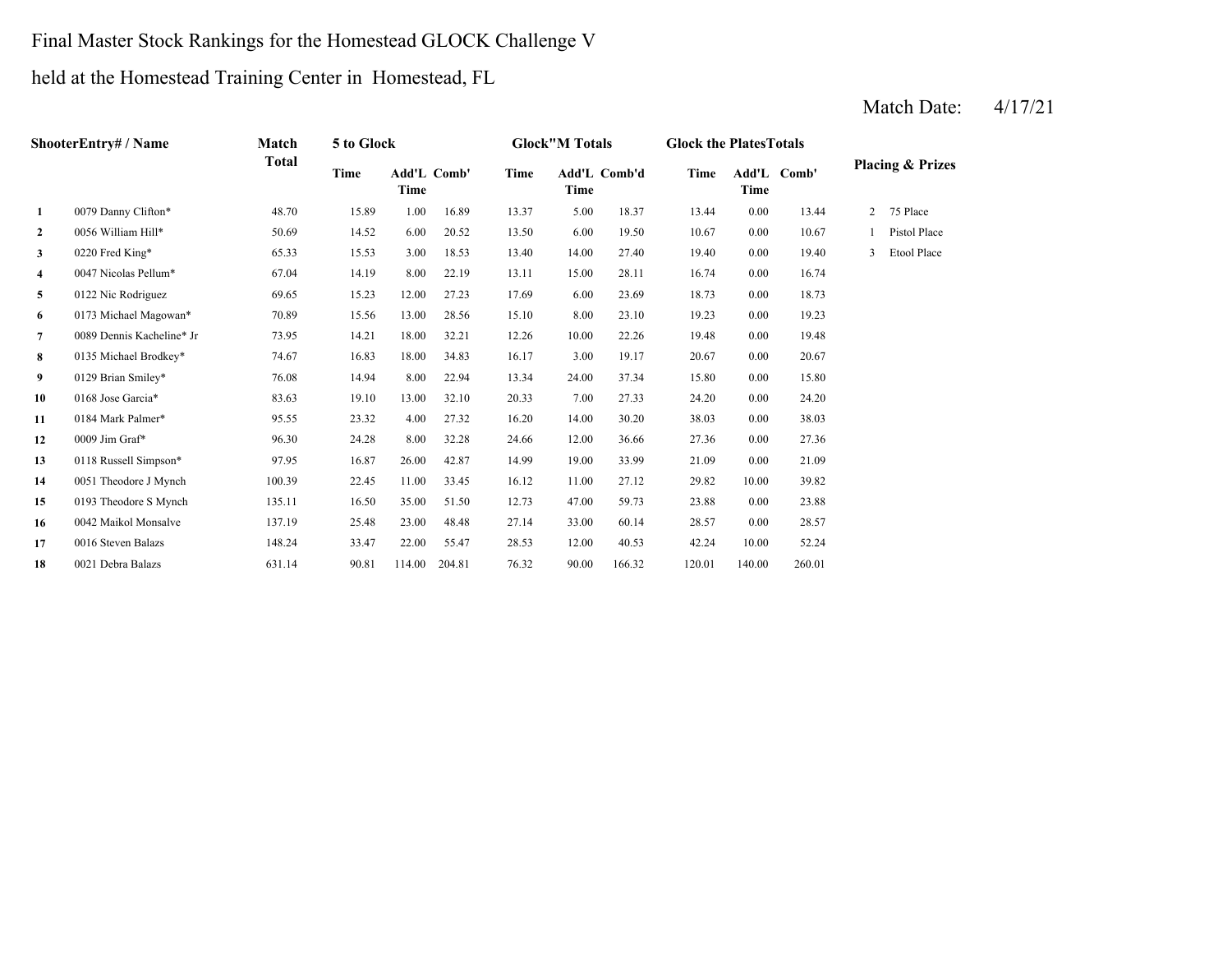Final Master Stock Rankings for the Homestead GLOCK Challenge V

held at the Homestead Training Center in Homestead, FL

Match Date: 4/17/21

| | ShooterEntry# / Name | Match Total | 5 to Glock | | | Glock"M Totals | | | Glock the PlatesTotals | | | Placing & Prizes | |
|---|---|---|---|---|---|---|---|---|---|---|---|---|---|
| | | | Time | Add'L Time | Comb' | Time | Add'L Time | Comb'd | Time | Add'L Time | Comb' | | |
| 1 | 0079 Danny Clifton* | 48.70 | 15.89 | 1.00 | 16.89 | 13.37 | 5.00 | 18.37 | 13.44 | 0.00 | 13.44 | 2 | 75 Place |
| 2 | 0056 William Hill* | 50.69 | 14.52 | 6.00 | 20.52 | 13.50 | 6.00 | 19.50 | 10.67 | 0.00 | 10.67 | 1 | Pistol Place |
| 3 | 0220 Fred King* | 65.33 | 15.53 | 3.00 | 18.53 | 13.40 | 14.00 | 27.40 | 19.40 | 0.00 | 19.40 | 3 | Etool Place |
| 4 | 0047 Nicolas Pellum* | 67.04 | 14.19 | 8.00 | 22.19 | 13.11 | 15.00 | 28.11 | 16.74 | 0.00 | 16.74 | | |
| 5 | 0122 Nic Rodriguez | 69.65 | 15.23 | 12.00 | 27.23 | 17.69 | 6.00 | 23.69 | 18.73 | 0.00 | 18.73 | | |
| 6 | 0173 Michael Magowan* | 70.89 | 15.56 | 13.00 | 28.56 | 15.10 | 8.00 | 23.10 | 19.23 | 0.00 | 19.23 | | |
| 7 | 0089 Dennis Kacheline* Jr | 73.95 | 14.21 | 18.00 | 32.21 | 12.26 | 10.00 | 22.26 | 19.48 | 0.00 | 19.48 | | |
| 8 | 0135 Michael Brodkey* | 74.67 | 16.83 | 18.00 | 34.83 | 16.17 | 3.00 | 19.17 | 20.67 | 0.00 | 20.67 | | |
| 9 | 0129 Brian Smiley* | 76.08 | 14.94 | 8.00 | 22.94 | 13.34 | 24.00 | 37.34 | 15.80 | 0.00 | 15.80 | | |
| 10 | 0168 Jose Garcia* | 83.63 | 19.10 | 13.00 | 32.10 | 20.33 | 7.00 | 27.33 | 24.20 | 0.00 | 24.20 | | |
| 11 | 0184 Mark Palmer* | 95.55 | 23.32 | 4.00 | 27.32 | 16.20 | 14.00 | 30.20 | 38.03 | 0.00 | 38.03 | | |
| 12 | 0009 Jim Graf* | 96.30 | 24.28 | 8.00 | 32.28 | 24.66 | 12.00 | 36.66 | 27.36 | 0.00 | 27.36 | | |
| 13 | 0118 Russell Simpson* | 97.95 | 16.87 | 26.00 | 42.87 | 14.99 | 19.00 | 33.99 | 21.09 | 0.00 | 21.09 | | |
| 14 | 0051 Theodore J Mynch | 100.39 | 22.45 | 11.00 | 33.45 | 16.12 | 11.00 | 27.12 | 29.82 | 10.00 | 39.82 | | |
| 15 | 0193 Theodore S Mynch | 135.11 | 16.50 | 35.00 | 51.50 | 12.73 | 47.00 | 59.73 | 23.88 | 0.00 | 23.88 | | |
| 16 | 0042 Maikol Monsalve | 137.19 | 25.48 | 23.00 | 48.48 | 27.14 | 33.00 | 60.14 | 28.57 | 0.00 | 28.57 | | |
| 17 | 0016 Steven Balazs | 148.24 | 33.47 | 22.00 | 55.47 | 28.53 | 12.00 | 40.53 | 42.24 | 10.00 | 52.24 | | |
| 18 | 0021 Debra Balazs | 631.14 | 90.81 | 114.00 | 204.81 | 76.32 | 90.00 | 166.32 | 120.01 | 140.00 | 260.01 | | |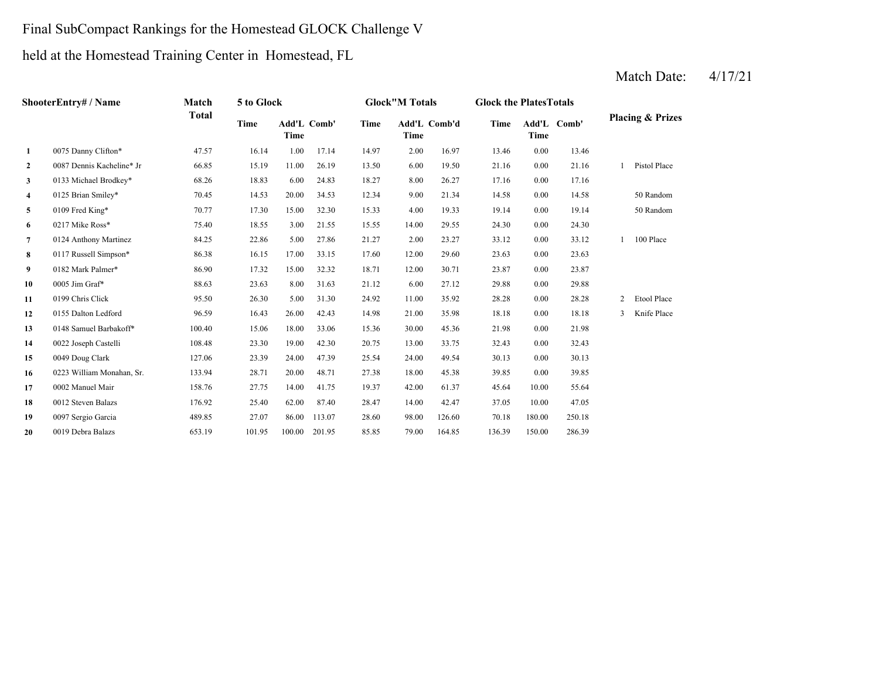Final SubCompact Rankings for the Homestead GLOCK Challenge V

held at the Homestead Training Center in Homestead, FL

Match Date: 4/17/21

| | ShooterEntry# / Name | Match Total | 5 to Glock | | | Glock"M Totals | | | Glock the PlatesTotals | | | Placing & Prizes | |
|---|---|---|---|---|---|---|---|---|---|---|---|---|---|
| | | | Time | Add'L Time | Comb' | Time | Add'L Time | Comb'd | Time | Add'L Time | Comb' | | |
| 1 | 0075 Danny Clifton* | 47.57 | 16.14 | 1.00 | 17.14 | 14.97 | 2.00 | 16.97 | 13.46 | 0.00 | 13.46 | | |
| 2 | 0087 Dennis Kacheline* Jr | 66.85 | 15.19 | 11.00 | 26.19 | 13.50 | 6.00 | 19.50 | 21.16 | 0.00 | 21.16 | 1 | Pistol Place |
| 3 | 0133 Michael Brodkey* | 68.26 | 18.83 | 6.00 | 24.83 | 18.27 | 8.00 | 26.27 | 17.16 | 0.00 | 17.16 | | |
| 4 | 0125 Brian Smiley* | 70.45 | 14.53 | 20.00 | 34.53 | 12.34 | 9.00 | 21.34 | 14.58 | 0.00 | 14.58 | | 50 Random |
| 5 | 0109 Fred King* | 70.77 | 17.30 | 15.00 | 32.30 | 15.33 | 4.00 | 19.33 | 19.14 | 0.00 | 19.14 | | 50 Random |
| 6 | 0217 Mike Ross* | 75.40 | 18.55 | 3.00 | 21.55 | 15.55 | 14.00 | 29.55 | 24.30 | 0.00 | 24.30 | | |
| 7 | 0124 Anthony Martinez | 84.25 | 22.86 | 5.00 | 27.86 | 21.27 | 2.00 | 23.27 | 33.12 | 0.00 | 33.12 | 1 | 100 Place |
| 8 | 0117 Russell Simpson* | 86.38 | 16.15 | 17.00 | 33.15 | 17.60 | 12.00 | 29.60 | 23.63 | 0.00 | 23.63 | | |
| 9 | 0182 Mark Palmer* | 86.90 | 17.32 | 15.00 | 32.32 | 18.71 | 12.00 | 30.71 | 23.87 | 0.00 | 23.87 | | |
| 10 | 0005 Jim Graf* | 88.63 | 23.63 | 8.00 | 31.63 | 21.12 | 6.00 | 27.12 | 29.88 | 0.00 | 29.88 | | |
| 11 | 0199 Chris Click | 95.50 | 26.30 | 5.00 | 31.30 | 24.92 | 11.00 | 35.92 | 28.28 | 0.00 | 28.28 | 2 | Etool Place |
| 12 | 0155 Dalton Ledford | 96.59 | 16.43 | 26.00 | 42.43 | 14.98 | 21.00 | 35.98 | 18.18 | 0.00 | 18.18 | 3 | Knife Place |
| 13 | 0148 Samuel Barbakoff* | 100.40 | 15.06 | 18.00 | 33.06 | 15.36 | 30.00 | 45.36 | 21.98 | 0.00 | 21.98 | | |
| 14 | 0022 Joseph Castelli | 108.48 | 23.30 | 19.00 | 42.30 | 20.75 | 13.00 | 33.75 | 32.43 | 0.00 | 32.43 | | |
| 15 | 0049 Doug Clark | 127.06 | 23.39 | 24.00 | 47.39 | 25.54 | 24.00 | 49.54 | 30.13 | 0.00 | 30.13 | | |
| 16 | 0223 William Monahan, Sr. | 133.94 | 28.71 | 20.00 | 48.71 | 27.38 | 18.00 | 45.38 | 39.85 | 0.00 | 39.85 | | |
| 17 | 0002 Manuel Mair | 158.76 | 27.75 | 14.00 | 41.75 | 19.37 | 42.00 | 61.37 | 45.64 | 10.00 | 55.64 | | |
| 18 | 0012 Steven Balazs | 176.92 | 25.40 | 62.00 | 87.40 | 28.47 | 14.00 | 42.47 | 37.05 | 10.00 | 47.05 | | |
| 19 | 0097 Sergio Garcia | 489.85 | 27.07 | 86.00 | 113.07 | 28.60 | 98.00 | 126.60 | 70.18 | 180.00 | 250.18 | | |
| 20 | 0019 Debra Balazs | 653.19 | 101.95 | 100.00 | 201.95 | 85.85 | 79.00 | 164.85 | 136.39 | 150.00 | 286.39 | | |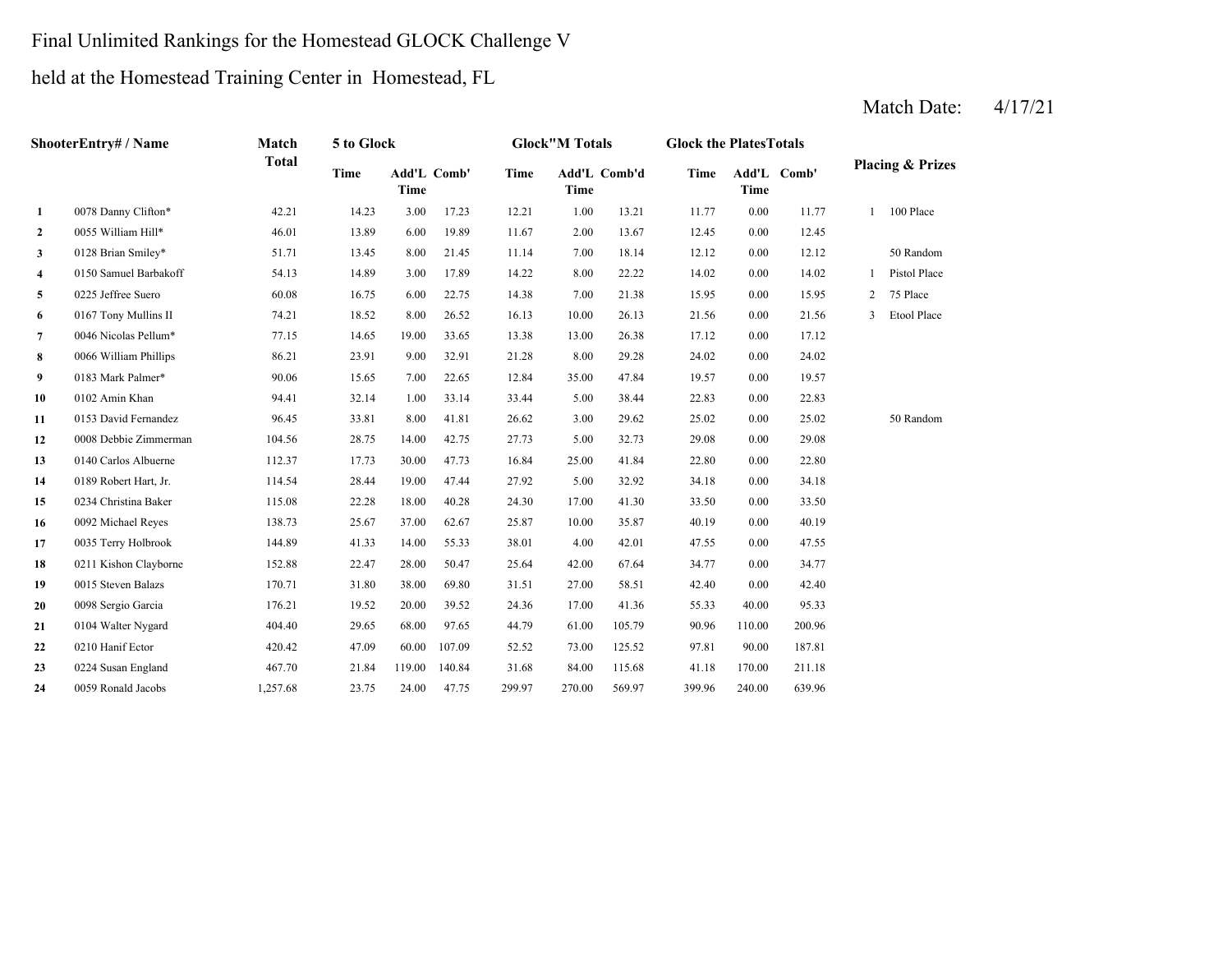# Final Unlimited Rankings for the Homestead GLOCK Challenge V

## held at the Homestead Training Center in Homestead, FL

Match Date: 4/17/21

| | ShooterEntry# / Name | Match Total | 5 to Glock | | | Glock"M Totals | | | Glock the PlatesTotals | | | Placing & Prizes | |
|---|---|---|---|---|---|---|---|---|---|---|---|---|---|
| | | | Time | Add'L Time | Comb' | Time | Add'L Time | Comb'd | Time | Add'L Time | Comb' | | |
| **1** | 0078 Danny Clifton* | 42.21 | 14.23 | 3.00 | 17.23 | 12.21 | 1.00 | 13.21 | 11.77 | 0.00 | 11.77 | 1 | 100 Place |
| **2** | 0055 William Hill* | 46.01 | 13.89 | 6.00 | 19.89 | 11.67 | 2.00 | 13.67 | 12.45 | 0.00 | 12.45 | | |
| **3** | 0128 Brian Smiley* | 51.71 | 13.45 | 8.00 | 21.45 | 11.14 | 7.00 | 18.14 | 12.12 | 0.00 | 12.12 | | 50 Random |
| **4** | 0150 Samuel Barbakoff | 54.13 | 14.89 | 3.00 | 17.89 | 14.22 | 8.00 | 22.22 | 14.02 | 0.00 | 14.02 | 1 | Pistol Place |
| **5** | 0225 Jeffree Suero | 60.08 | 16.75 | 6.00 | 22.75 | 14.38 | 7.00 | 21.38 | 15.95 | 0.00 | 15.95 | 2 | 75 Place |
| **6** | 0167 Tony Mullins II | 74.21 | 18.52 | 8.00 | 26.52 | 16.13 | 10.00 | 26.13 | 21.56 | 0.00 | 21.56 | 3 | Etool Place |
| **7** | 0046 Nicolas Pellum* | 77.15 | 14.65 | 19.00 | 33.65 | 13.38 | 13.00 | 26.38 | 17.12 | 0.00 | 17.12 | | |
| **8** | 0066 William Phillips | 86.21 | 23.91 | 9.00 | 32.91 | 21.28 | 8.00 | 29.28 | 24.02 | 0.00 | 24.02 | | |
| **9** | 0183 Mark Palmer* | 90.06 | 15.65 | 7.00 | 22.65 | 12.84 | 35.00 | 47.84 | 19.57 | 0.00 | 19.57 | | |
| **10** | 0102 Amin Khan | 94.41 | 32.14 | 1.00 | 33.14 | 33.44 | 5.00 | 38.44 | 22.83 | 0.00 | 22.83 | | |
| **11** | 0153 David Fernandez | 96.45 | 33.81 | 8.00 | 41.81 | 26.62 | 3.00 | 29.62 | 25.02 | 0.00 | 25.02 | | 50 Random |
| **12** | 0008 Debbie Zimmerman | 104.56 | 28.75 | 14.00 | 42.75 | 27.73 | 5.00 | 32.73 | 29.08 | 0.00 | 29.08 | | |
| **13** | 0140 Carlos Albuerne | 112.37 | 17.73 | 30.00 | 47.73 | 16.84 | 25.00 | 41.84 | 22.80 | 0.00 | 22.80 | | |
| **14** | 0189 Robert Hart, Jr. | 114.54 | 28.44 | 19.00 | 47.44 | 27.92 | 5.00 | 32.92 | 34.18 | 0.00 | 34.18 | | |
| **15** | 0234 Christina Baker | 115.08 | 22.28 | 18.00 | 40.28 | 24.30 | 17.00 | 41.30 | 33.50 | 0.00 | 33.50 | | |
| **16** | 0092 Michael Reyes | 138.73 | 25.67 | 37.00 | 62.67 | 25.87 | 10.00 | 35.87 | 40.19 | 0.00 | 40.19 | | |
| **17** | 0035 Terry Holbrook | 144.89 | 41.33 | 14.00 | 55.33 | 38.01 | 4.00 | 42.01 | 47.55 | 0.00 | 47.55 | | |
| **18** | 0211 Kishon Clayborne | 152.88 | 22.47 | 28.00 | 50.47 | 25.64 | 42.00 | 67.64 | 34.77 | 0.00 | 34.77 | | |
| **19** | 0015 Steven Balazs | 170.71 | 31.80 | 38.00 | 69.80 | 31.51 | 27.00 | 58.51 | 42.40 | 0.00 | 42.40 | | |
| **20** | 0098 Sergio Garcia | 176.21 | 19.52 | 20.00 | 39.52 | 24.36 | 17.00 | 41.36 | 55.33 | 40.00 | 95.33 | | |
| **21** | 0104 Walter Nygard | 404.40 | 29.65 | 68.00 | 97.65 | 44.79 | 61.00 | 105.79 | 90.96 | 110.00 | 200.96 | | |
| **22** | 0210 Hanif Ector | 420.42 | 47.09 | 60.00 | 107.09 | 52.52 | 73.00 | 125.52 | 97.81 | 90.00 | 187.81 | | |
| **23** | 0224 Susan England | 467.70 | 21.84 | 119.00 | 140.84 | 31.68 | 84.00 | 115.68 | 41.18 | 170.00 | 211.18 | | |
| **24** | 0059 Ronald Jacobs | 1,257.68 | 23.75 | 24.00 | 47.75 | 299.97 | 270.00 | 569.97 | 399.96 | 240.00 | 639.96 | | |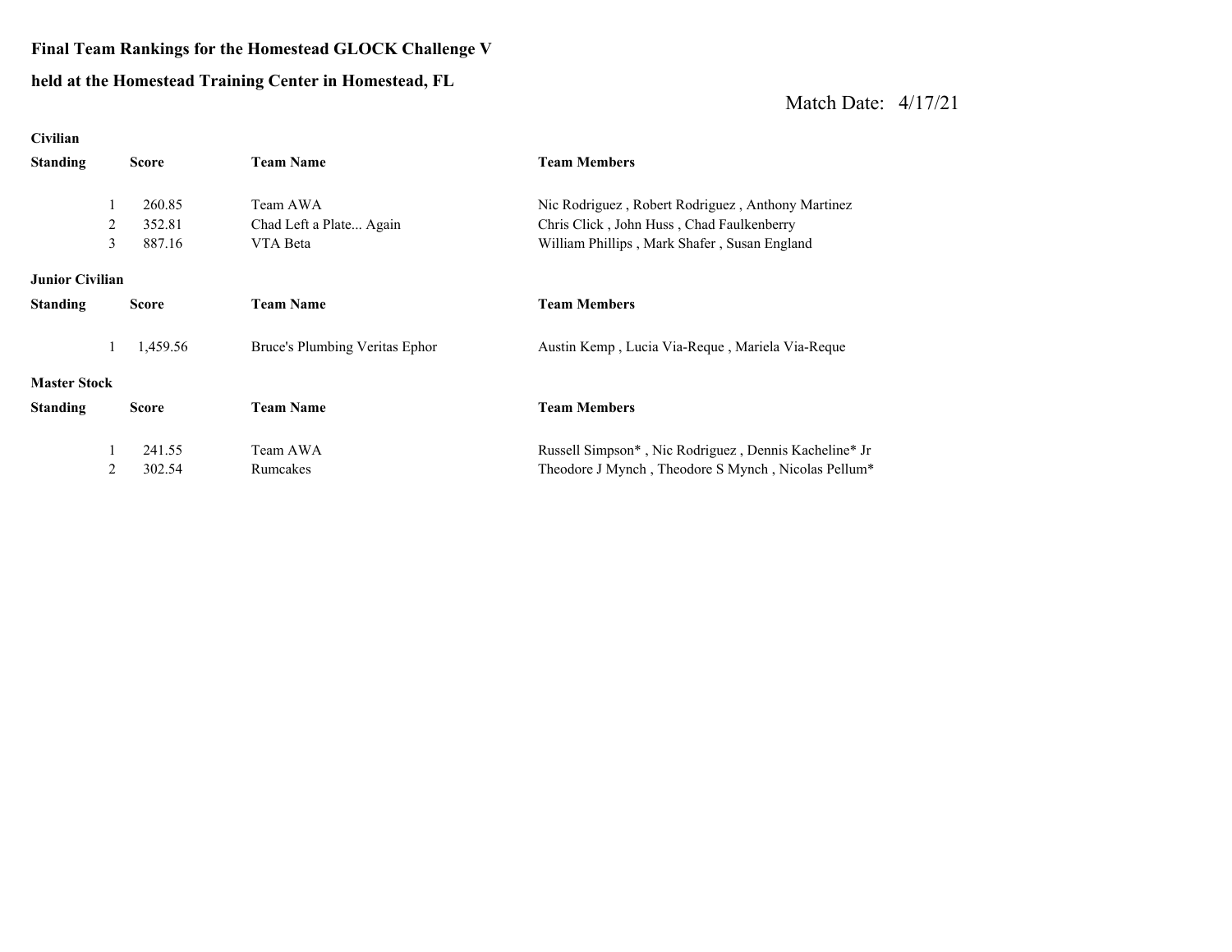**Final Team Rankings for the Homestead GLOCK Challenge V**

**held at the Homestead Training Center in Homestead, FL**

Match Date: 4/17/21

**Civilian**

| Standing | Score | Team Name | Team Members |
|---|---|---|---|
| 1 | 260.85 | Team AWA | Nic Rodriguez , Robert Rodriguez , Anthony Martinez |
| 2 | 352.81 | Chad Left a Plate... Again | Chris Click , John Huss , Chad Faulkenberry |
| 3 | 887.16 | VTA Beta | William Phillips , Mark Shafer , Susan England |

**Junior Civilian**

| Standing | Score | Team Name | Team Members |
|---|---|---|---|
| 1 | 1,459.56 | Bruce's Plumbing Veritas Ephor | Austin Kemp , Lucia Via-Reque , Mariela Via-Reque |

**Master Stock**

| Standing | Score | Team Name | Team Members |
|---|---|---|---|
| 1 | 241.55 | Team AWA | Russell Simpson* , Nic Rodriguez , Dennis Kacheline* Jr |
| 2 | 302.54 | Rumcakes | Theodore J Mynch , Theodore S Mynch , Nicolas Pellum* |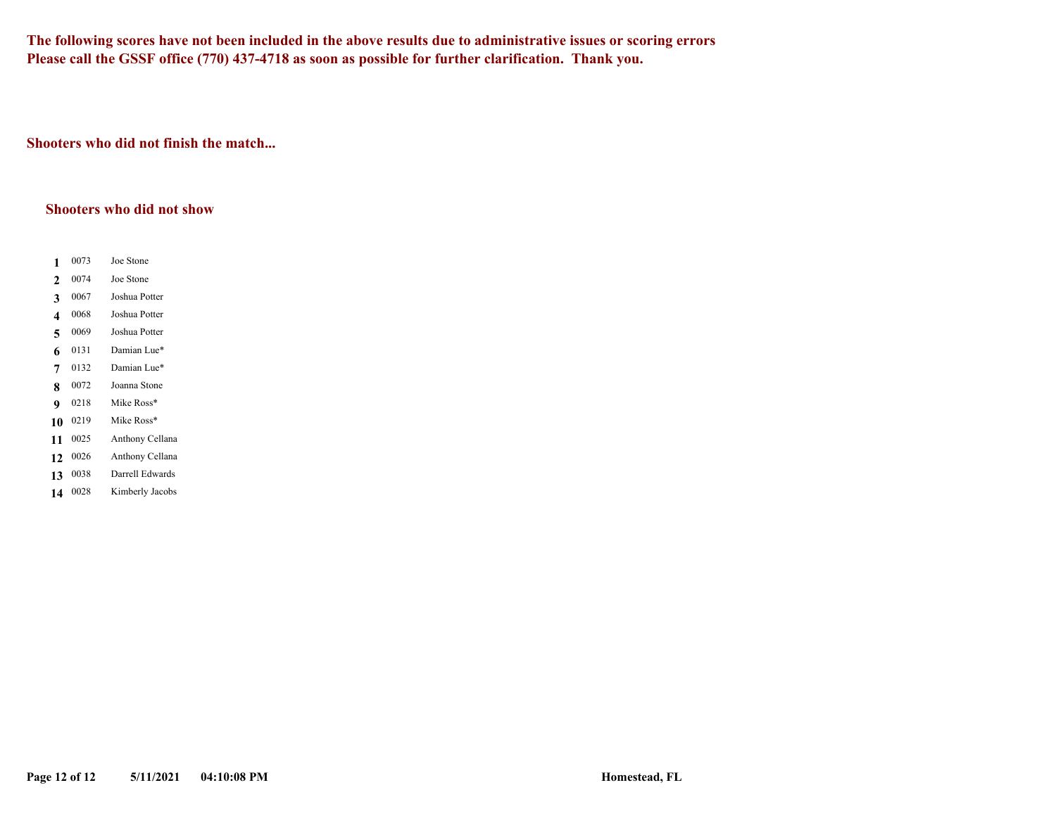**The following scores have not been included in the above results due to administrative issues or scoring errors**
**Please call the GSSF office (770) 437-4718 as soon as possible for further clarification. Thank you.**

## Shooters who did not finish the match...

## Shooters who did not show

| | | |
|---|---|---|
| **1** | 0073 | Joe Stone |
| **2** | 0074 | Joe Stone |
| **3** | 0067 | Joshua Potter |
| **4** | 0068 | Joshua Potter |
| **5** | 0069 | Joshua Potter |
| **6** | 0131 | Damian Lue* |
| **7** | 0132 | Damian Lue* |
| **8** | 0072 | Joanna Stone |
| **9** | 0218 | Mike Ross* |
| **10** | 0219 | Mike Ross* |
| **11** | 0025 | Anthony Cellana |
| **12** | 0026 | Anthony Cellana |
| **13** | 0038 | Darrell Edwards |
| **14** | 0028 | Kimberly Jacobs |